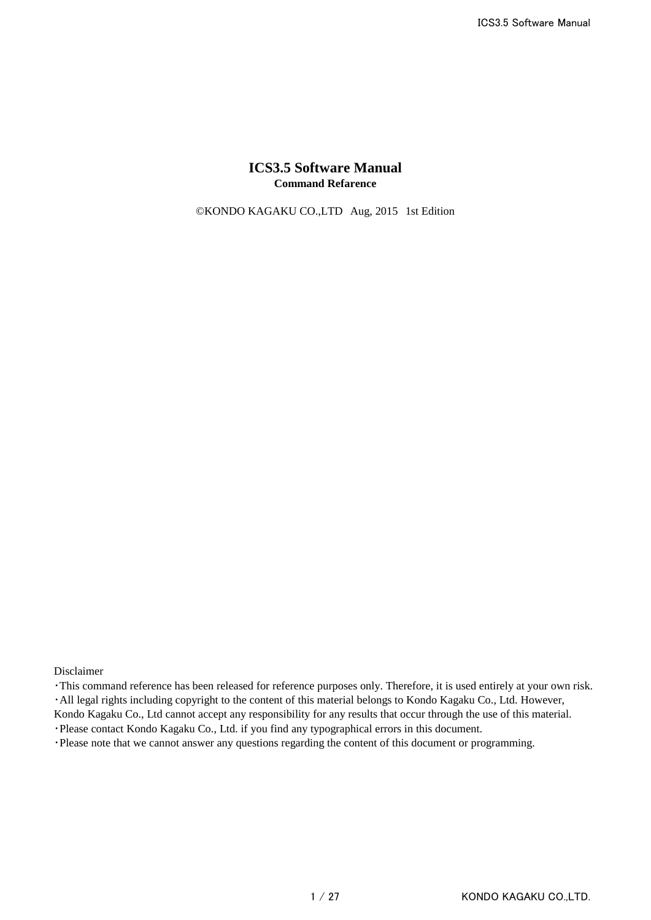# ICS3.5 Software Manual

**Command Refarence**

©KONDO KAGAKU CO.,LTD Aug, 2015 1st Edition

Disclaimer

・This command reference has been released for reference purposes only. Therefore, it is used entirely at your own risk.

・All legal rights including copyright to the content of this material belongs to Kondo Kagaku Co., Ltd. However, Kondo Kagaku Co., Ltd cannot accept any responsibility for any results that occur through the use of this material.

・Please contact Kondo Kagaku Co., Ltd. if you find any typographical errors in this document.

・Please note that we cannot answer any questions regarding the content of this document or programming.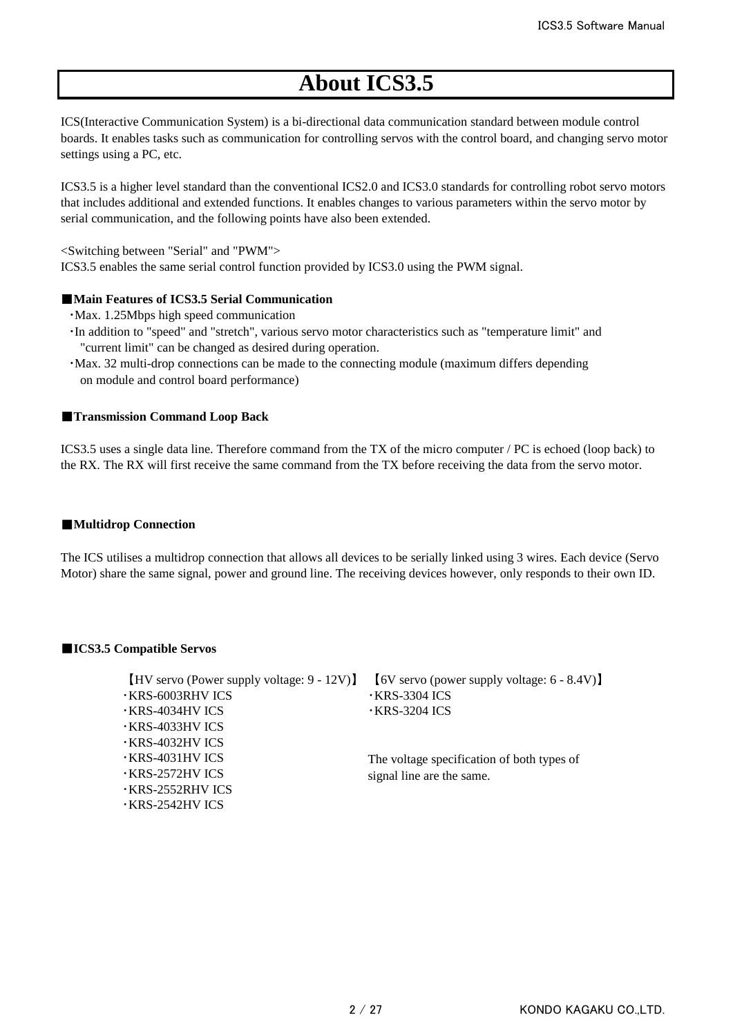# About ICS3.5

ICS(Interactive Communication System) is a bi-directional data communication standard between module control boards. It enables tasks such as communication for controlling servos with the control board, and changing servo motor settings using a PC, etc.

ICS3.5 is a higher level standard than the conventional ICS2.0 and ICS3.0 standards for controlling robot servo motors that includes additional and extended functions. It enables changes to various parameters within the servo motor by serial communication, and the following points have also been extended.

<Switching between "Serial" and "PWM">
ICS3.5 enables the same serial control function provided by ICS3.0 using the PWM signal.

### ■Main Features of ICS3.5 Serial Communication

・Max. 1.25Mbps high speed communication
・In addition to "speed" and "stretch", various servo motor characteristics such as "temperature limit" and "current limit" can be changed as desired during operation.
・Max. 32 multi-drop connections can be made to the connecting module (maximum differs depending on module and control board performance)

### ■Transmission Command Loop Back

ICS3.5 uses a single data line. Therefore command from the TX of the micro computer / PC is echoed (loop back) to the RX. The RX will first receive the same command from the TX before receiving the data from the servo motor.

### ■Multidrop Connection

The ICS utilises a multidrop connection that allows all devices to be serially linked using 3 wires. Each device (Servo Motor) share the same signal, power and ground line. The receiving devices however, only responds to their own ID.

### ■ICS3.5 Compatible Servos

【HV servo (Power supply voltage: 9 - 12V)】
・KRS-6003RHV ICS
・KRS-4034HV ICS
・KRS-4033HV ICS
・KRS-4032HV ICS
・KRS-4031HV ICS
・KRS-2572HV ICS
・KRS-2552RHV ICS
・KRS-2542HV ICS

【6V servo (power supply voltage: 6 - 8.4V)】
・KRS-3304 ICS
・KRS-3204 ICS

The voltage specification of both types of signal line are the same.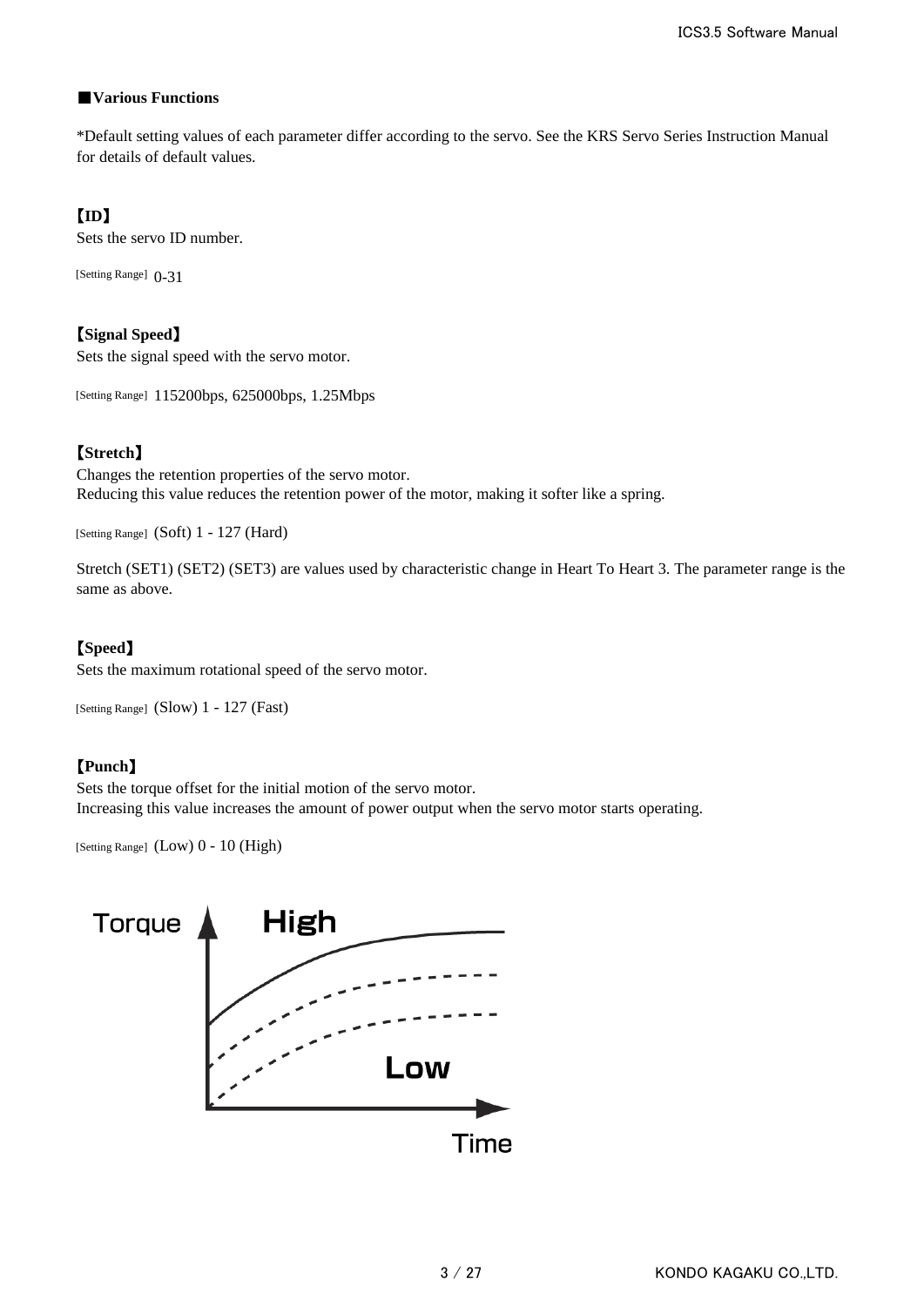## ■Various Functions

*Default setting values of each parameter differ according to the servo. See the KRS Servo Series Instruction Manual for details of default values.

### 【ID】

Sets the servo ID number.

[Setting Range] 0-31

### 【Signal Speed】

Sets the signal speed with the servo motor.

[Setting Range] 115200bps, 625000bps, 1.25Mbps

### 【Stretch】

Changes the retention properties of the servo motor.
Reducing this value reduces the retention power of the motor, making it softer like a spring.

[Setting Range] (Soft) 1 - 127 (Hard)

Stretch (SET1) (SET2) (SET3) are values used by characteristic change in Heart To Heart 3. The parameter range is the same as above.

### 【Speed】

Sets the maximum rotational speed of the servo motor.

[Setting Range] (Slow) 1 - 127 (Fast)

### 【Punch】

Sets the torque offset for the initial motion of the servo motor.
Increasing this value increases the amount of power output when the servo motor starts operating.

[Setting Range] (Low) 0 - 10 (High)

Torque High Low Time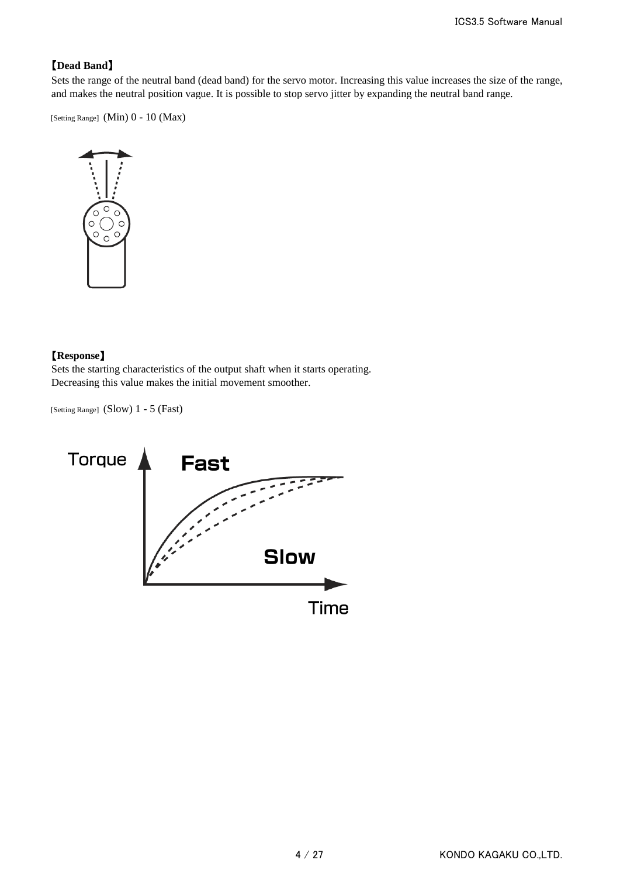**【Dead Band】**
Sets the range of the neutral band (dead band) for the servo motor. Increasing this value increases the size of the range, and makes the neutral position vague. It is possible to stop servo jitter by expanding the neutral band range.

[Setting Range] (Min) 0 - 10 (Max)

**【Response】**
Sets the starting characteristics of the output shaft when it starts operating.
Decreasing this value makes the initial movement smoother.

[Setting Range] (Slow) 1 - 5 (Fast)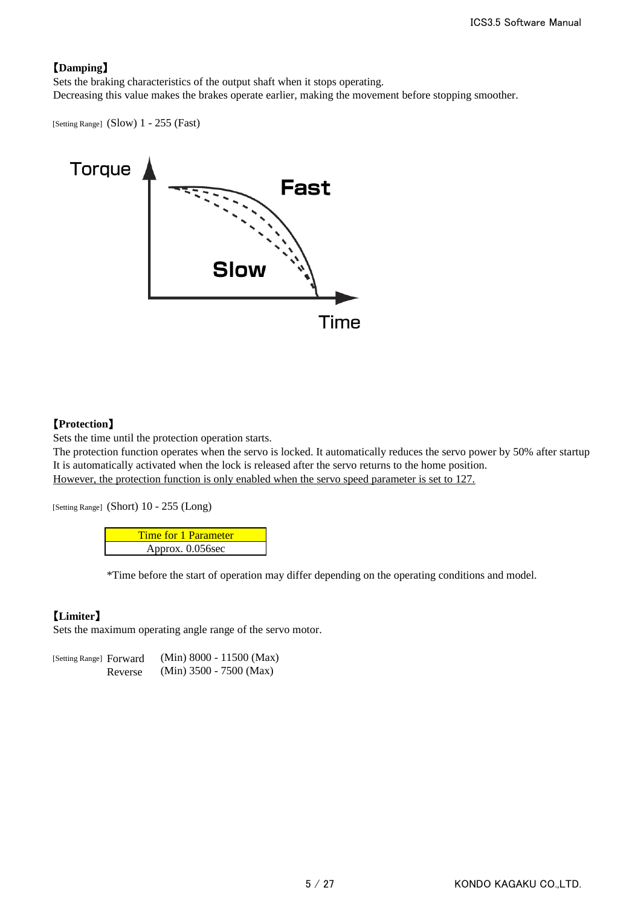**【Damping】**
Sets the braking characteristics of the output shaft when it stops operating.
Decreasing this value makes the brakes operate earlier, making the movement before stopping smoother.

[Setting Range] (Slow) 1 - 255 (Fast)

**【Protection】**
Sets the time until the protection operation starts.
The protection function operates when the servo is locked. It automatically reduces the servo power by 50% after startup
It is automatically activated when the lock is released after the servo returns to the home position.
<u>However, the protection function is only enabled when the servo speed parameter is set to 127.</u>

[Setting Range] (Short) 10 - 255 (Long)

| Time for 1 Parameter |
| --- |
| Approx. 0.056sec |

*Time before the start of operation may differ depending on the operating conditions and model.

**【Limiter】**
Sets the maximum operating angle range of the servo motor.

[Setting Range] Forward (Min) 8000 - 11500 (Max)
Reverse (Min) 3500 - 7500 (Max)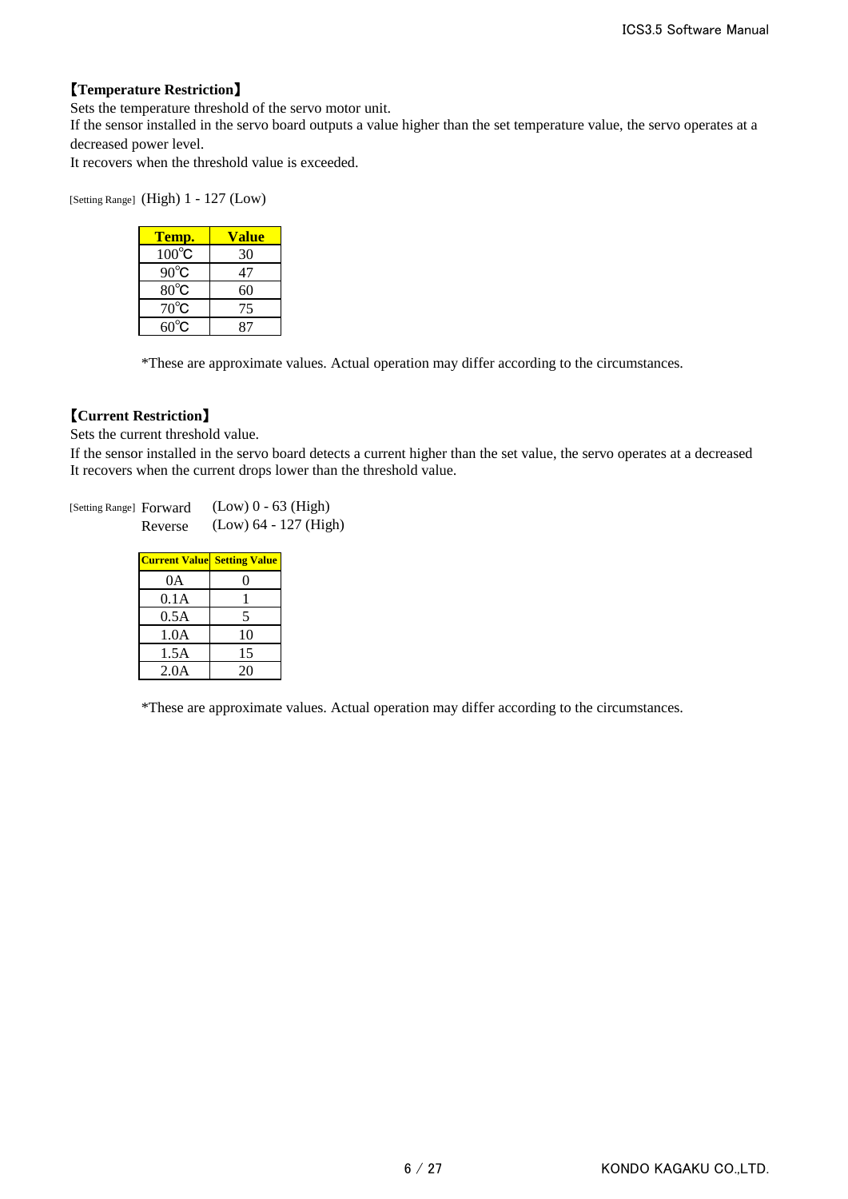**【Temperature Restriction】**

Sets the temperature threshold of the servo motor unit.
If the sensor installed in the servo board outputs a value higher than the set temperature value, the servo operates at a decreased power level.
It recovers when the threshold value is exceeded.

[Setting Range] (High) 1 - 127 (Low)

| Temp. | Value |
|---|---|
| 100℃ | 30 |
| 90℃ | 47 |
| 80℃ | 60 |
| 70℃ | 75 |
| 60℃ | 87 |

*These are approximate values. Actual operation may differ according to the circumstances.

**【Current Restriction】**

Sets the current threshold value.
If the sensor installed in the servo board detects a current higher than the set value, the servo operates at a decreased
It recovers when the current drops lower than the threshold value.

[Setting Range] Forward (Low) 0 - 63 (High)
Reverse (Low) 64 - 127 (High)

| Current Value | Setting Value |
|---|---|
| 0A | 0 |
| 0.1A | 1 |
| 0.5A | 5 |
| 1.0A | 10 |
| 1.5A | 15 |
| 2.0A | 20 |

*These are approximate values. Actual operation may differ according to the circumstances.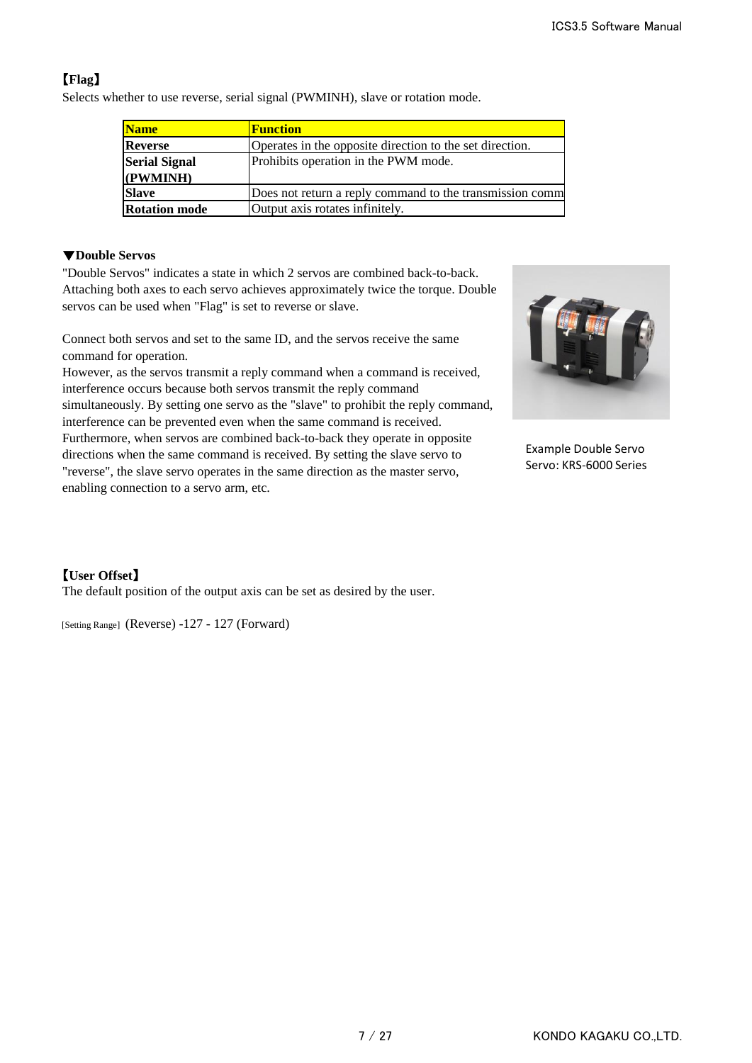## 【Flag】

Selects whether to use reverse, serial signal (PWMINH), slave or rotation mode.

| Name | Function |
|---|---|
| **Reverse** | Operates in the opposite direction to the set direction. |
| **Serial Signal (PWMINH)** | Prohibits operation in the PWM mode. |
| **Slave** | Does not return a reply command to the transmission comm |
| **Rotation mode** | Output axis rotates infinitely. |

### ▼Double Servos

"Double Servos" indicates a state in which 2 servos are combined back-to-back. Attaching both axes to each servo achieves approximately twice the torque. Double servos can be used when "Flag" is set to reverse or slave.

Connect both servos and set to the same ID, and the servos receive the same command for operation.
However, as the servos transmit a reply command when a command is received, interference occurs because both servos transmit the reply command simultaneously. By setting one servo as the "slave" to prohibit the reply command, interference can be prevented even when the same command is received.
Furthermore, when servos are combined back-to-back they operate in opposite directions when the same command is received. By setting the slave servo to "reverse", the slave servo operates in the same direction as the master servo, enabling connection to a servo arm, etc.

Example Double Servo
Servo: KRS-6000 Series

## 【User Offset】

The default position of the output axis can be set as desired by the user.

[Setting Range] (Reverse) -127 - 127 (Forward)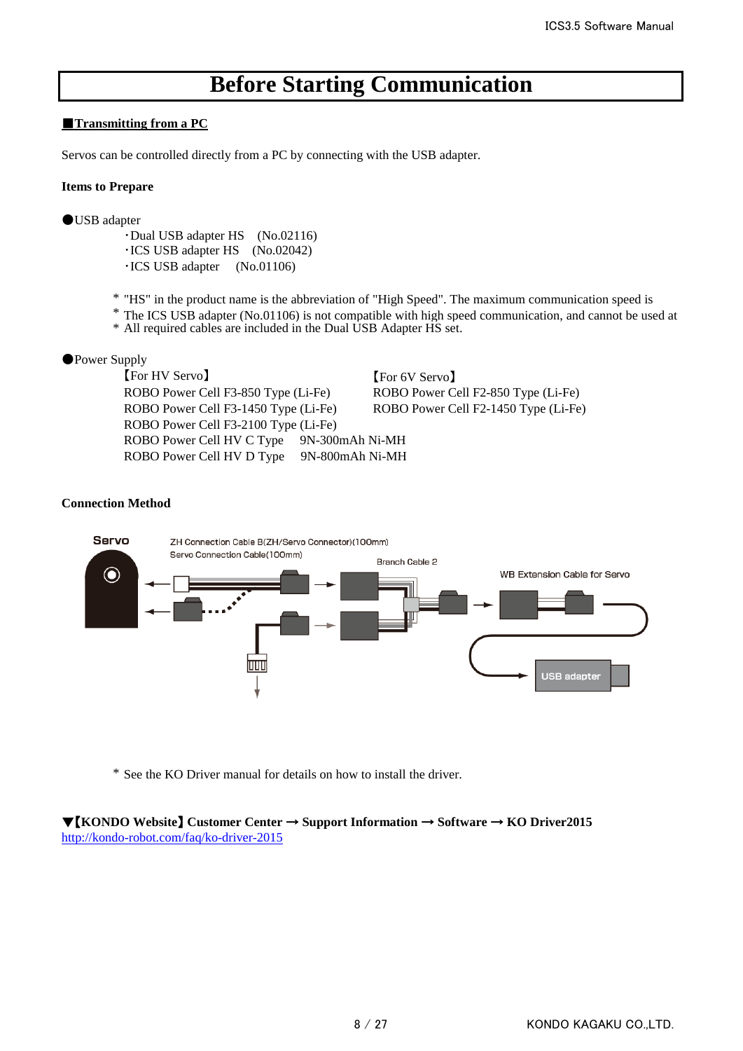# Before Starting Communication

**■Transmitting from a PC**

Servos can be controlled directly from a PC by connecting with the USB adapter.

**Items to Prepare**

●USB adapter

- ・Dual USB adapter HS (No.02116)
- ・ICS USB adapter HS (No.02042)
- ・ICS USB adapter (No.01106)

＊ "HS" in the product name is the abbreviation of "High Speed". The maximum communication speed is
＊ The ICS USB adapter (No.01106) is not compatible with high speed communication, and cannot be used at
＊ All required cables are included in the Dual USB Adapter HS set.

●Power Supply

| 【For HV Servo】 | 【For 6V Servo】 |
|---|---|
| ROBO Power Cell F3-850 Type (Li-Fe) | ROBO Power Cell F2-850 Type (Li-Fe) |
| ROBO Power Cell F3-1450 Type (Li-Fe) | ROBO Power Cell F2-1450 Type (Li-Fe) |
| ROBO Power Cell F3-2100 Type (Li-Fe) | |
| ROBO Power Cell HV C Type 9N-300mAh Ni-MH | |
| ROBO Power Cell HV D Type 9N-800mAh Ni-MH | |

**Connection Method**

Servo

ZH Connection Cable B(ZH/Servo Connector)(100mm)
Servo Connection Cable(100mm)

Branch Cable 2

WB Extension Cable for Servo

USB adapter

＊ See the KO Driver manual for details on how to install the driver.

**▼【KONDO Website】Customer Center → Support Information → Software → KO Driver2015**
http://kondo-robot.com/faq/ko-driver-2015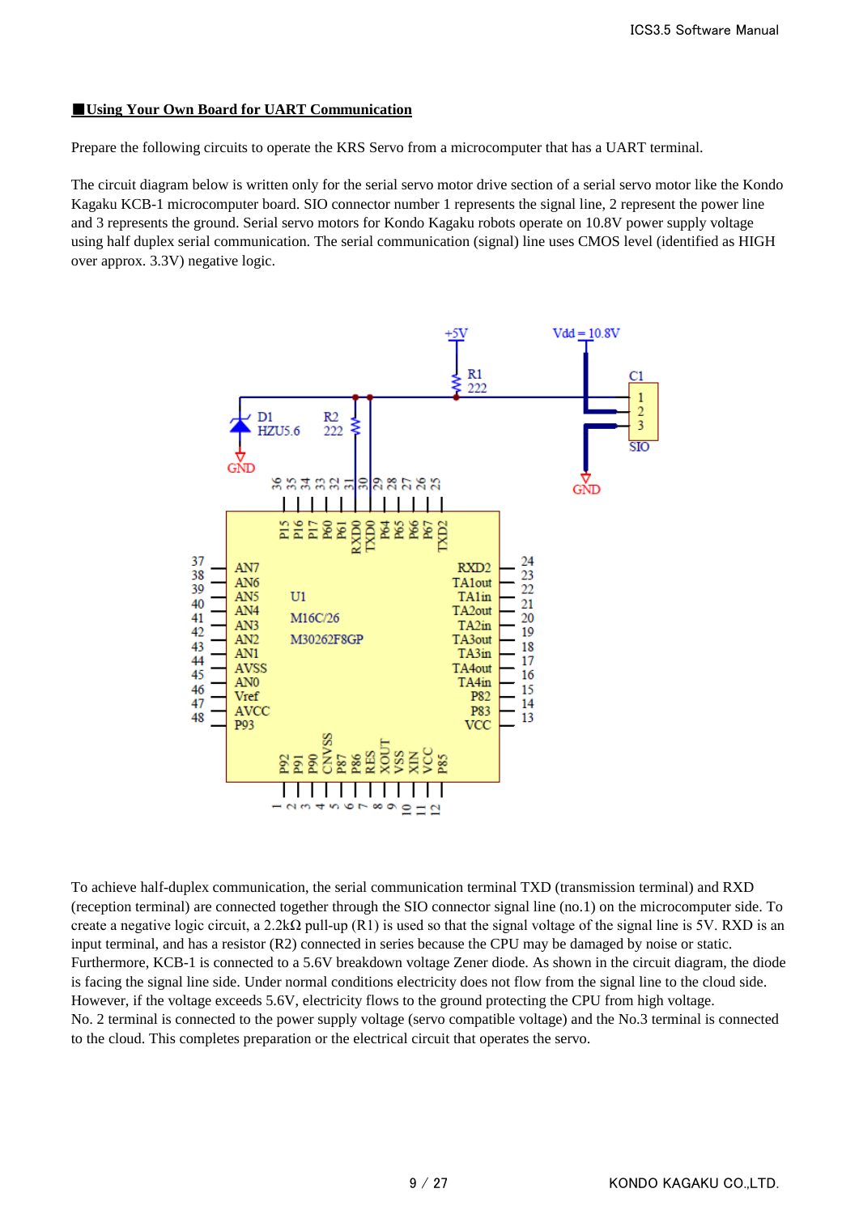## ■Using Your Own Board for UART Communication

Prepare the following circuits to operate the KRS Servo from a microcomputer that has a UART terminal.

The circuit diagram below is written only for the serial servo motor drive section of a serial servo motor like the Kondo Kagaku KCB-1 microcomputer board. SIO connector number 1 represents the signal line, 2 represent the power line and 3 represents the ground. Serial servo motors for Kondo Kagaku robots operate on 10.8V power supply voltage using half duplex serial communication. The serial communication (signal) line uses CMOS level (identified as HIGH over approx. 3.3V) negative logic.

To achieve half-duplex communication, the serial communication terminal TXD (transmission terminal) and RXD (reception terminal) are connected together through the SIO connector signal line (no.1) on the microcomputer side. To create a negative logic circuit, a 2.2kΩ pull-up (R1) is used so that the signal voltage of the signal line is 5V. RXD is an input terminal, and has a resistor (R2) connected in series because the CPU may be damaged by noise or static. Furthermore, KCB-1 is connected to a 5.6V breakdown voltage Zener diode. As shown in the circuit diagram, the diode is facing the signal line side. Under normal conditions electricity does not flow from the signal line to the cloud side. However, if the voltage exceeds 5.6V, electricity flows to the ground protecting the CPU from high voltage.
No. 2 terminal is connected to the power supply voltage (servo compatible voltage) and the No.3 terminal is connected to the cloud. This completes preparation or the electrical circuit that operates the servo.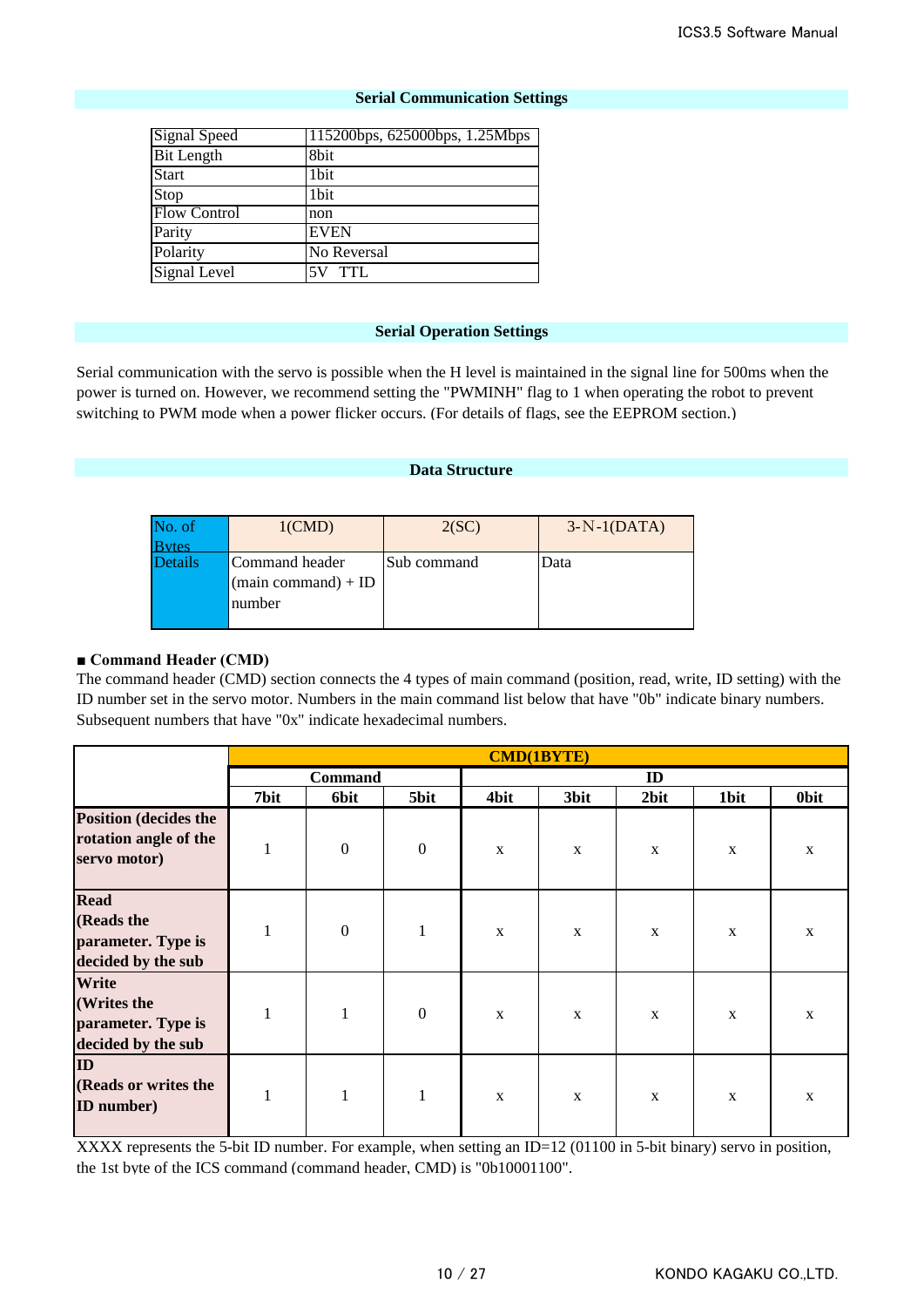## Serial Communication Settings

| Signal Speed | 115200bps, 625000bps, 1.25Mbps |
|---|---|
| Bit Length | 8bit |
| Start | 1bit |
| Stop | 1bit |
| Flow Control | non |
| Parity | EVEN |
| Polarity | No Reversal |
| Signal Level | 5V TTL |

## Serial Operation Settings

Serial communication with the servo is possible when the H level is maintained in the signal line for 500ms when the power is turned on. However, we recommend setting the "PWMINH" flag to 1 when operating the robot to prevent switching to PWM mode when a power flicker occurs. (For details of flags, see the EEPROM section.)

## Data Structure

| No. of Bytes | 1(CMD) | 2(SC) | 3-N-1(DATA) |
|---|---|---|---|
| Details | Command header (main command) + ID number | Sub command | Data |

■ **Command Header (CMD)**

The command header (CMD) section connects the 4 types of main command (position, read, write, ID setting) with the ID number set in the servo motor. Numbers in the main command list below that have "0b" indicate binary numbers. Subsequent numbers that have "0x" indicate hexadecimal numbers.

| | CMD(1BYTE) | | | | | | | |
|---|---|---|---|---|---|---|---|---|
| | Command | | | ID | | | | |
| | 7bit | 6bit | 5bit | 4bit | 3bit | 2bit | 1bit | 0bit |
| **Position (decides the rotation angle of the servo motor)** | 1 | 0 | 0 | x | x | x | x | x |
| **Read (Reads the parameter. Type is decided by the sub** | 1 | 0 | 1 | x | x | x | x | x |
| **Write (Writes the parameter. Type is decided by the sub** | 1 | 1 | 0 | x | x | x | x | x |
| **ID (Reads or writes the ID number)** | 1 | 1 | 1 | x | x | x | x | x |

XXXX represents the 5-bit ID number. For example, when setting an ID=12 (01100 in 5-bit binary) servo in position, the 1st byte of the ICS command (command header, CMD) is "0b10001100".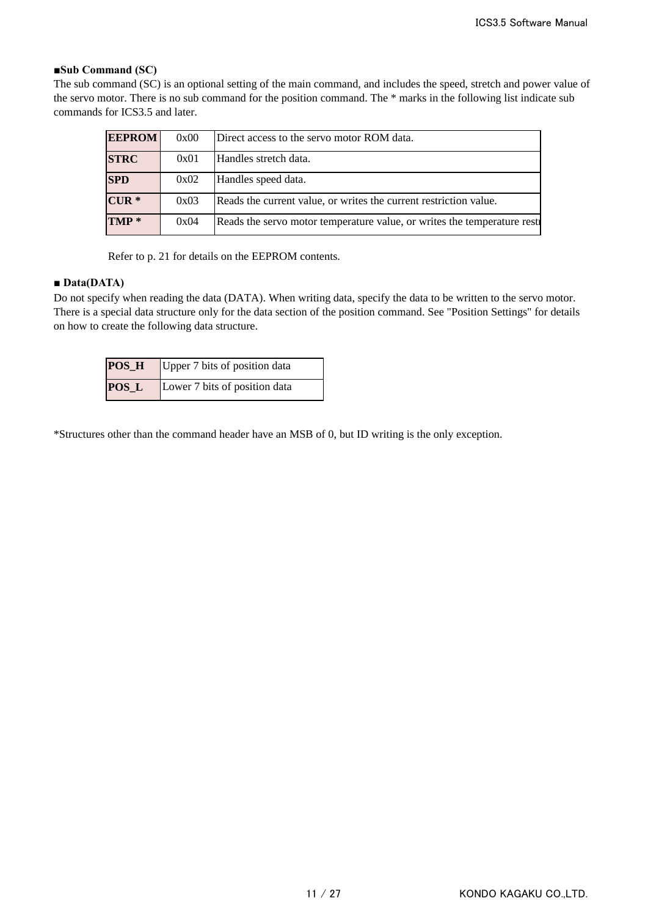**■Sub Command (SC)**

The sub command (SC) is an optional setting of the main command, and includes the speed, stretch and power value of the servo motor. There is no sub command for the position command. The * marks in the following list indicate sub commands for ICS3.5 and later.

| | | |
|---|---|---|
| **EEPROM** | 0x00 | Direct access to the servo motor ROM data. |
| **STRC** | 0x01 | Handles stretch data. |
| **SPD** | 0x02 | Handles speed data. |
| **CUR *** | 0x03 | Reads the current value, or writes the current restriction value. |
| **TMP *** | 0x04 | Reads the servo motor temperature value, or writes the temperature restr |

Refer to p. 21 for details on the EEPROM contents.

**■ Data(DATA)**

Do not specify when reading the data (DATA). When writing data, specify the data to be written to the servo motor. There is a special data structure only for the data section of the position command. See "Position Settings" for details on how to create the following data structure.

| | |
|---|---|
| **POS_H** | Upper 7 bits of position data |
| **POS_L** | Lower 7 bits of position data |

*Structures other than the command header have an MSB of 0, but ID writing is the only exception.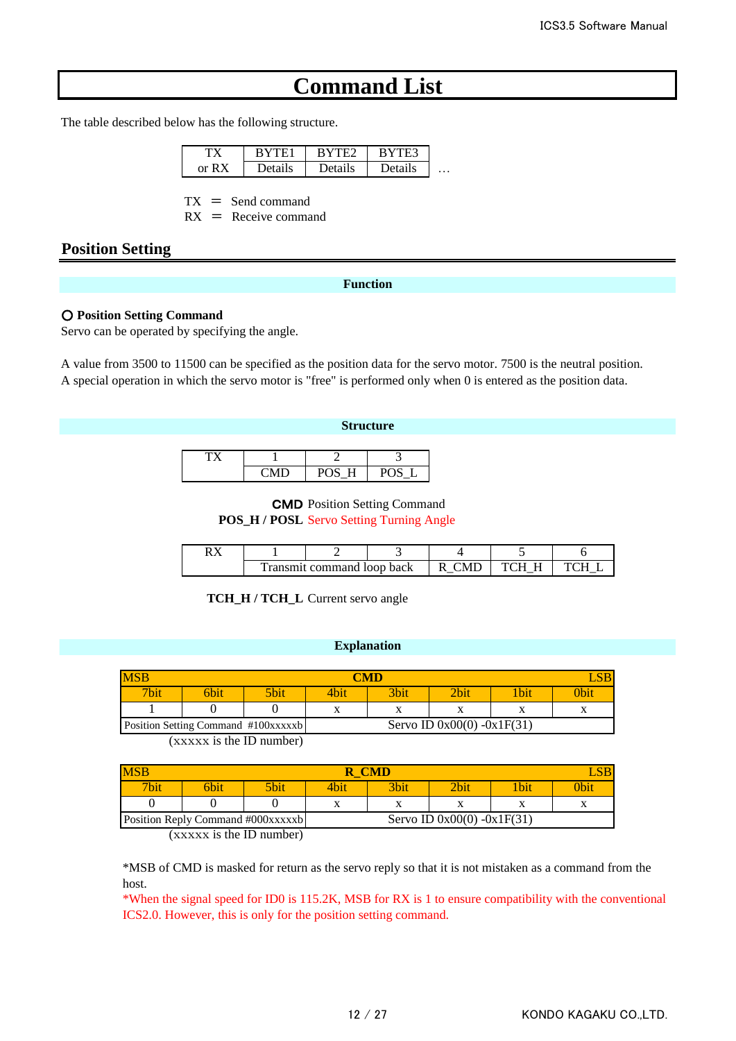# Command List

The table described below has the following structure.

| TX or RX | BYTE1 | BYTE2 | BYTE3 | |
|---|---|---|---|---|
| | Details | Details | Details | … |

TX ＝ Send command
RX ＝ Receive command

## Position Setting

### Function

**○ Position Setting Command**
Servo can be operated by specifying the angle.

A value from 3500 to 11500 can be specified as the position data for the servo motor. 7500 is the neutral position.
A special operation in which the servo motor is "free" is performed only when 0 is entered as the position data.

### Structure

| TX | 1 | 2 | 3 |
|---|---|---|---|
| | CMD | POS_H | POS_L |

**CMD** Position Setting Command
**POS_H / POSL** Servo Setting Turning Angle

| RX | 1 | 2 | 3 | 4 | 5 | 6 |
|---|---|---|---|---|---|---|
| | Transmit command loop back | | | R_CMD | TCH_H | TCH_L |

**TCH_H / TCH_L** Current servo angle

### Explanation

| MSB | | | CMD | | | | LSB |
|---|---|---|---|---|---|---|---|
| 7bit | 6bit | 5bit | 4bit | 3bit | 2bit | 1bit | 0bit |
| 1 | 0 | 0 | x | x | x | x | x |
| Position Setting Command #100xxxxxb | | | Servo ID 0x00(0) -0x1F(31) | | | | |

(xxxxx is the ID number)

| MSB | | | R_CMD | | | | LSB |
|---|---|---|---|---|---|---|---|
| 7bit | 6bit | 5bit | 4bit | 3bit | 2bit | 1bit | 0bit |
| 0 | 0 | 0 | x | x | x | x | x |
| Position Reply Command #000xxxxxb | | | Servo ID 0x00(0) -0x1F(31) | | | | |

(xxxxx is the ID number)

*MSB of CMD is masked for return as the servo reply so that it is not mistaken as a command from the host.
*When the signal speed for ID0 is 115.2K, MSB for RX is 1 to ensure compatibility with the conventional ICS2.0. However, this is only for the position setting command.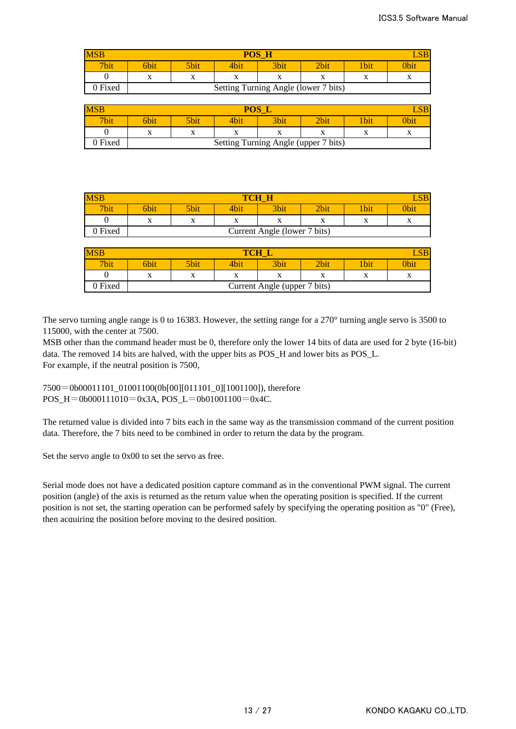| MSB | | | POS_H | | | | LSB |
|---|---|---|---|---|---|---|---|
| 7bit | 6bit | 5bit | 4bit | 3bit | 2bit | 1bit | 0bit |
| 0 | x | x | x | x | x | x | x |
| 0 Fixed | Setting Turning Angle (lower 7 bits) | | | | | | |

| MSB | | | POS_L | | | | LSB |
|---|---|---|---|---|---|---|---|
| 7bit | 6bit | 5bit | 4bit | 3bit | 2bit | 1bit | 0bit |
| 0 | x | x | x | x | x | x | x |
| 0 Fixed | Setting Turning Angle (upper 7 bits) | | | | | | |

| MSB | | | TCH_H | | | | LSB |
|---|---|---|---|---|---|---|---|
| 7bit | 6bit | 5bit | 4bit | 3bit | 2bit | 1bit | 0bit |
| 0 | x | x | x | x | x | x | x |
| 0 Fixed | Current Angle (lower 7 bits) | | | | | | |

| MSB | | | TCH_L | | | | LSB |
|---|---|---|---|---|---|---|---|
| 7bit | 6bit | 5bit | 4bit | 3bit | 2bit | 1bit | 0bit |
| 0 | x | x | x | x | x | x | x |
| 0 Fixed | Current Angle (upper 7 bits) | | | | | | |

The servo turning angle range is 0 to 16383. However, the setting range for a 270° turning angle servo is 3500 to 115000, with the center at 7500.
MSB other than the command header must be 0, therefore only the lower 14 bits of data are used for 2 byte (16-bit) data. The removed 14 bits are halved, with the upper bits as POS_H and lower bits as POS_L.
For example, if the neutral position is 7500,

7500＝0b00011101_01001100(0b[00][011101_0][1001100]), therefore
POS_H＝0b000111010＝0x3A, POS_L＝0b01001100＝0x4C.

The returned value is divided into 7 bits each in the same way as the transmission command of the current position data. Therefore, the 7 bits need to be combined in order to return the data by the program.

Set the servo angle to 0x00 to set the servo as free.

Serial mode does not have a dedicated position capture command as in the conventional PWM signal. The current position (angle) of the axis is returned as the return value when the operating position is specified. If the current position is not set, the starting operation can be performed safely by specifying the operating position as "0" (Free), then acquiring the position before moving to the desired position.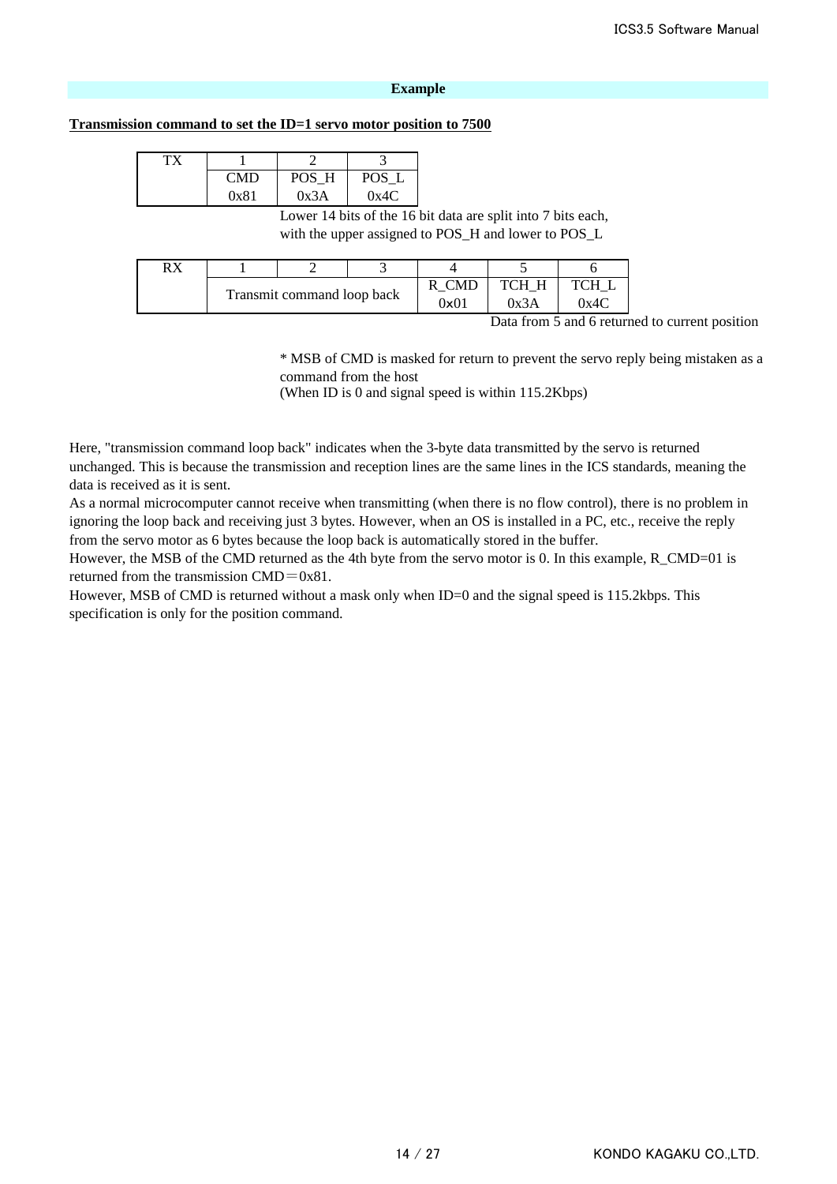## Example

**Transmission command to set the ID=1 servo motor position to 7500**

| TX | 1 | 2 | 3 |
|---|---|---|---|
| | CMD | POS_H | POS_L |
| | 0x81 | 0x3A | 0x4C |

Lower 14 bits of the 16 bit data are split into 7 bits each, with the upper assigned to POS_H and lower to POS_L

| RX | 1 | 2 | 3 | 4 | 5 | 6 |
|---|---|---|---|---|---|---|
| | Transmit command loop back | | | R_CMD | TCH_H | TCH_L |
| | | | | 0x01 | 0x3A | 0x4C |

Data from 5 and 6 returned to current position

* MSB of CMD is masked for return to prevent the servo reply being mistaken as a command from the host
(When ID is 0 and signal speed is within 115.2Kbps)

Here, "transmission command loop back" indicates when the 3-byte data transmitted by the servo is returned unchanged. This is because the transmission and reception lines are the same lines in the ICS standards, meaning the data is received as it is sent.
As a normal microcomputer cannot receive when transmitting (when there is no flow control), there is no problem in ignoring the loop back and receiving just 3 bytes. However, when an OS is installed in a PC, etc., receive the reply from the servo motor as 6 bytes because the loop back is automatically stored in the buffer.
However, the MSB of the CMD returned as the 4th byte from the servo motor is 0. In this example, R_CMD=01 is returned from the transmission CMD＝0x81.
However, MSB of CMD is returned without a mask only when ID=0 and the signal speed is 115.2kbps. This specification is only for the position command.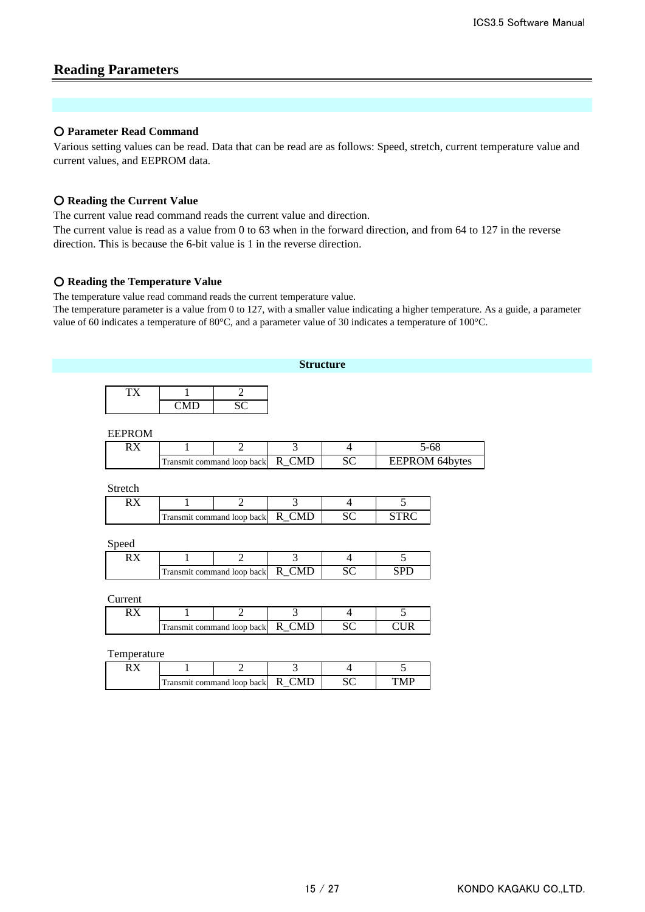## Reading Parameters

### ○ Parameter Read Command

Various setting values can be read. Data that can be read are as follows: Speed, stretch, current temperature value and current values, and EEPROM data.

### ○ Reading the Current Value

The current value read command reads the current value and direction.
The current value is read as a value from 0 to 63 when in the forward direction, and from 64 to 127 in the reverse direction. This is because the 6-bit value is 1 in the reverse direction.

### ○ Reading the Temperature Value

The temperature value read command reads the current temperature value.
The temperature parameter is a value from 0 to 127, with a smaller value indicating a higher temperature. As a guide, a parameter value of 60 indicates a temperature of 80°C, and a parameter value of 30 indicates a temperature of 100°C.

**Structure**

| TX | 1 | 2 |
|---|---|---|
| | CMD | SC |

EEPROM

| RX | 1 | 2 | 3 | 4 | 5-68 |
|---|---|---|---|---|---|
| | Transmit command loop back | | R_CMD | SC | EEPROM 64bytes |

Stretch

| RX | 1 | 2 | 3 | 4 | 5 |
|---|---|---|---|---|---|
| | Transmit command loop back | | R_CMD | SC | STRC |

Speed

| RX | 1 | 2 | 3 | 4 | 5 |
|---|---|---|---|---|---|
| | Transmit command loop back | | R_CMD | SC | SPD |

Current

| RX | 1 | 2 | 3 | 4 | 5 |
|---|---|---|---|---|---|
| | Transmit command loop back | | R_CMD | SC | CUR |

Temperature

| RX | 1 | 2 | 3 | 4 | 5 |
|---|---|---|---|---|---|
| | Transmit command loop back | | R_CMD | SC | TMP |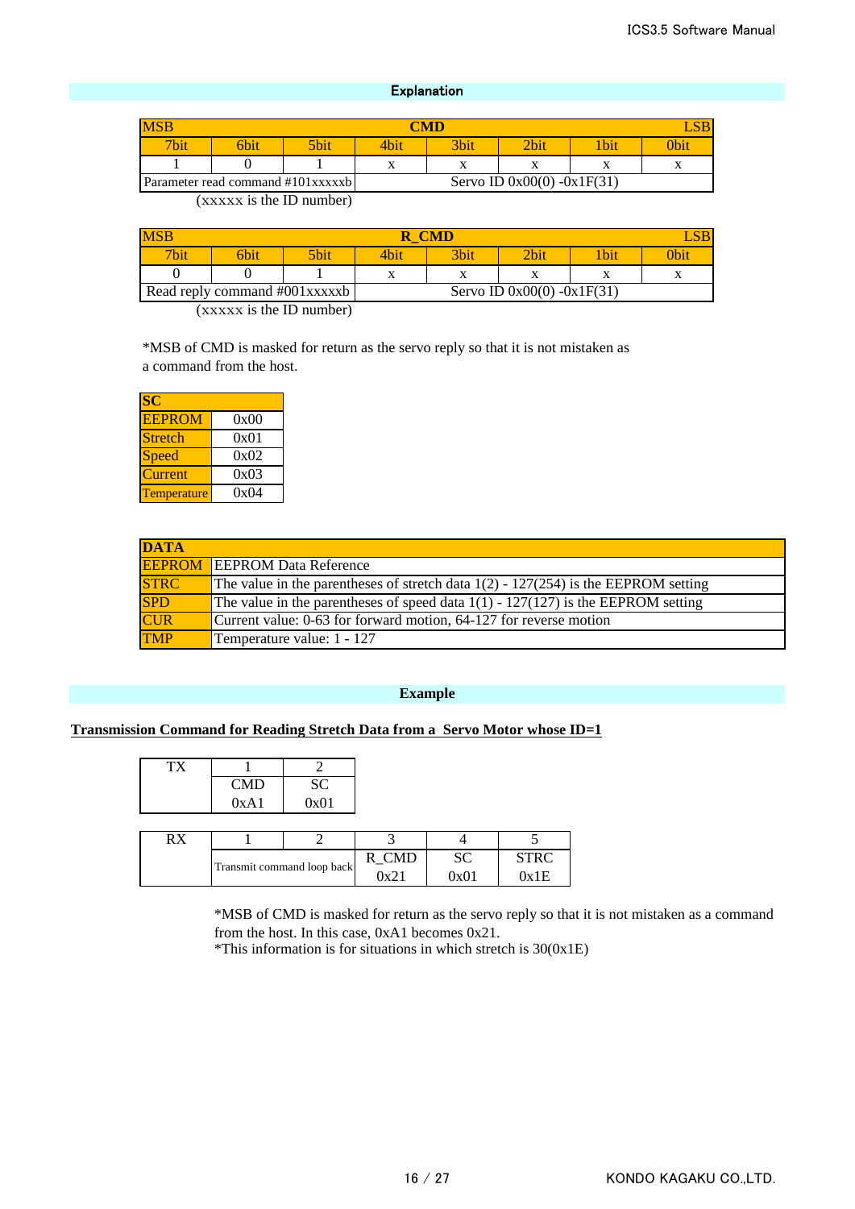## Explanation

| MSB | | | CMD | | | | LSB |
|---|---|---|---|---|---|---|---|
| 7bit | 6bit | 5bit | 4bit | 3bit | 2bit | 1bit | 0bit |
| 1 | 0 | 1 | x | x | x | x | x |
| Parameter read command #101xxxxxb | | | Servo ID 0x00(0) -0x1F(31) | | | | |

(xxxxx is the ID number)

| MSB | | | R_CMD | | | | LSB |
|---|---|---|---|---|---|---|---|
| 7bit | 6bit | 5bit | 4bit | 3bit | 2bit | 1bit | 0bit |
| 0 | 0 | 1 | x | x | x | x | x |
| Read reply command #001xxxxxb | | | Servo ID 0x00(0) -0x1F(31) | | | | |

(xxxxx is the ID number)

*MSB of CMD is masked for return as the servo reply so that it is not mistaken as a command from the host.

| SC | |
|---|---|
| EEPROM | 0x00 |
| Stretch | 0x01 |
| Speed | 0x02 |
| Current | 0x03 |
| Temperature | 0x04 |

| DATA | |
|---|---|
| EEPROM | EEPROM Data Reference |
| STRC | The value in the parentheses of stretch data 1(2) - 127(254) is the EEPROM setting |
| SPD | The value in the parentheses of speed data 1(1) - 127(127) is the EEPROM setting |
| CUR | Current value: 0-63 for forward motion, 64-127 for reverse motion |
| TMP | Temperature value: 1 - 127 |

## Example

**Transmission Command for Reading Stretch Data from a Servo Motor whose ID=1**

| TX | 1 | 2 |
|---|---|---|
| | CMD | SC |
| | 0xA1 | 0x01 |

| RX | 1 | 2 | 3 | 4 | 5 |
|---|---|---|---|---|---|
| | Transmit command loop back | | R_CMD | SC | STRC |
| | | | 0x21 | 0x01 | 0x1E |

*MSB of CMD is masked for return as the servo reply so that it is not mistaken as a command from the host. In this case, 0xA1 becomes 0x21.
*This information is for situations in which stretch is 30(0x1E)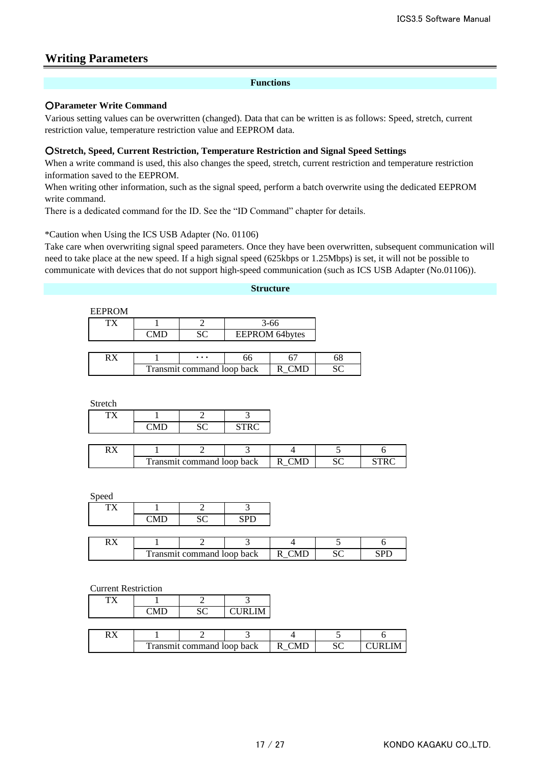# Writing Parameters

## Functions

**○Parameter Write Command**

Various setting values can be overwritten (changed). Data that can be written is as follows: Speed, stretch, current restriction value, temperature restriction value and EEPROM data.

**○Stretch, Speed, Current Restriction, Temperature Restriction and Signal Speed Settings**

When a write command is used, this also changes the speed, stretch, current restriction and temperature restriction information saved to the EEPROM.

When writing other information, such as the signal speed, perform a batch overwrite using the dedicated EEPROM write command.

There is a dedicated command for the ID. See the "ID Command" chapter for details.

*Caution when Using the ICS USB Adapter (No. 01106)

Take care when overwriting signal speed parameters. Once they have been overwritten, subsequent communication will need to take place at the new speed. If a high signal speed (625kbps or 1.25Mbps) is set, it will not be possible to communicate with devices that do not support high-speed communication (such as ICS USB Adapter (No.01106)).

## Structure

EEPROM

| TX | 1 | 2 | 3-66 |
|---|---|---|---|
| | CMD | SC | EEPROM 64bytes |

| RX | 1 | ・・・ | 66 | 67 | 68 |
|---|---|---|---|---|---|
| | Transmit command loop back | | | R_CMD | SC |

Stretch

| TX | 1 | 2 | 3 |
|---|---|---|---|
| | CMD | SC | STRC |

| RX | 1 | 2 | 3 | 4 | 5 | 6 |
|---|---|---|---|---|---|---|
| | Transmit command loop back | | | R_CMD | SC | STRC |

Speed

| TX | 1 | 2 | 3 |
|---|---|---|---|
| | CMD | SC | SPD |

| RX | 1 | 2 | 3 | 4 | 5 | 6 |
|---|---|---|---|---|---|---|
| | Transmit command loop back | | | R_CMD | SC | SPD |

Current Restriction

| TX | 1 | 2 | 3 |
|---|---|---|---|
| | CMD | SC | CURLIM |

| RX | 1 | 2 | 3 | 4 | 5 | 6 |
|---|---|---|---|---|---|---|
| | Transmit command loop back | | | R_CMD | SC | CURLIM |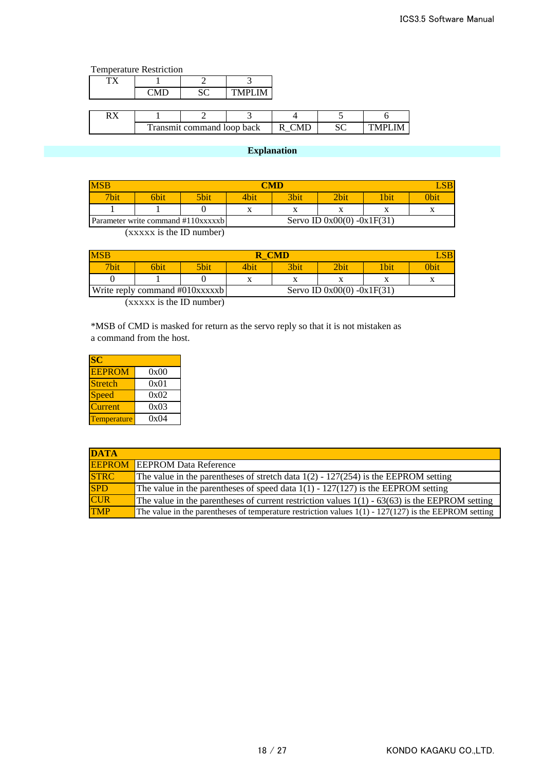Temperature Restriction

| TX | 1 | 2 | 3 |
|---|---|---|---|
| | CMD | SC | TMPLIM |

| RX | 1 | 2 | 3 | 4 | 5 | 6 |
|---|---|---|---|---|---|---|
| | Transmit command loop back | | | R_CMD | SC | TMPLIM |

**Explanation**

| MSB | | | | CMD | | | LSB |
|---|---|---|---|---|---|---|---|
| 7bit | 6bit | 5bit | 4bit | 3bit | 2bit | 1bit | 0bit |
| 1 | 1 | 0 | x | x | x | x | x |
| Parameter write command #110xxxxxb | | | Servo ID 0x00(0) -0x1F(31) | | | | |

(xxxxx is the ID number)

| MSB | | | | R_CMD | | | LSB |
|---|---|---|---|---|---|---|---|
| 7bit | 6bit | 5bit | 4bit | 3bit | 2bit | 1bit | 0bit |
| 0 | 1 | 0 | x | x | x | x | x |
| Write reply command #010xxxxxb | | | Servo ID 0x00(0) -0x1F(31) | | | | |

(xxxxx is the ID number)

*MSB of CMD is masked for return as the servo reply so that it is not mistaken as a command from the host.

| SC | |
|---|---|
| EEPROM | 0x00 |
| Stretch | 0x01 |
| Speed | 0x02 |
| Current | 0x03 |
| Temperature | 0x04 |

| DATA | |
|---|---|
| EEPROM | EEPROM Data Reference |
| STRC | The value in the parentheses of stretch data 1(2) - 127(254) is the EEPROM setting |
| SPD | The value in the parentheses of speed data 1(1) - 127(127) is the EEPROM setting |
| CUR | The value in the parentheses of current restriction values 1(1) - 63(63) is the EEPROM setting |
| TMP | The value in the parentheses of temperature restriction values 1(1) - 127(127) is the EEPROM setting |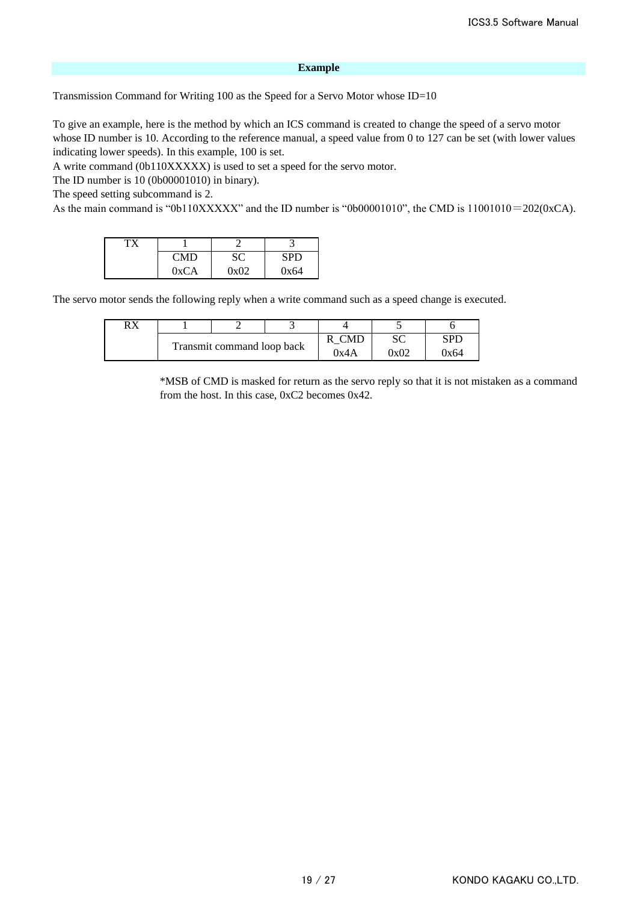## Example

Transmission Command for Writing 100 as the Speed for a Servo Motor whose ID=10

To give an example, here is the method by which an ICS command is created to change the speed of a servo motor whose ID number is 10. According to the reference manual, a speed value from 0 to 127 can be set (with lower values indicating lower speeds). In this example, 100 is set.
A write command (0b110XXXXX) is used to set a speed for the servo motor.
The ID number is 10 (0b00001010) in binary).
The speed setting subcommand is 2.
As the main command is “0b110XXXXX” and the ID number is “0b00001010”, the CMD is 11001010＝202(0xCA).

| TX | 1 | 2 | 3 |
|---|---|---|---|
| | CMD | SC | SPD |
| | 0xCA | 0x02 | 0x64 |

The servo motor sends the following reply when a write command such as a speed change is executed.

| RX | 1 | 2 | 3 | 4 | 5 | 6 |
|---|---|---|---|---|---|---|
| | Transmit command loop back | | | R_CMD | SC | SPD |
| | | | | 0x4A | 0x02 | 0x64 |

*MSB of CMD is masked for return as the servo reply so that it is not mistaken as a command from the host. In this case, 0xC2 becomes 0x42.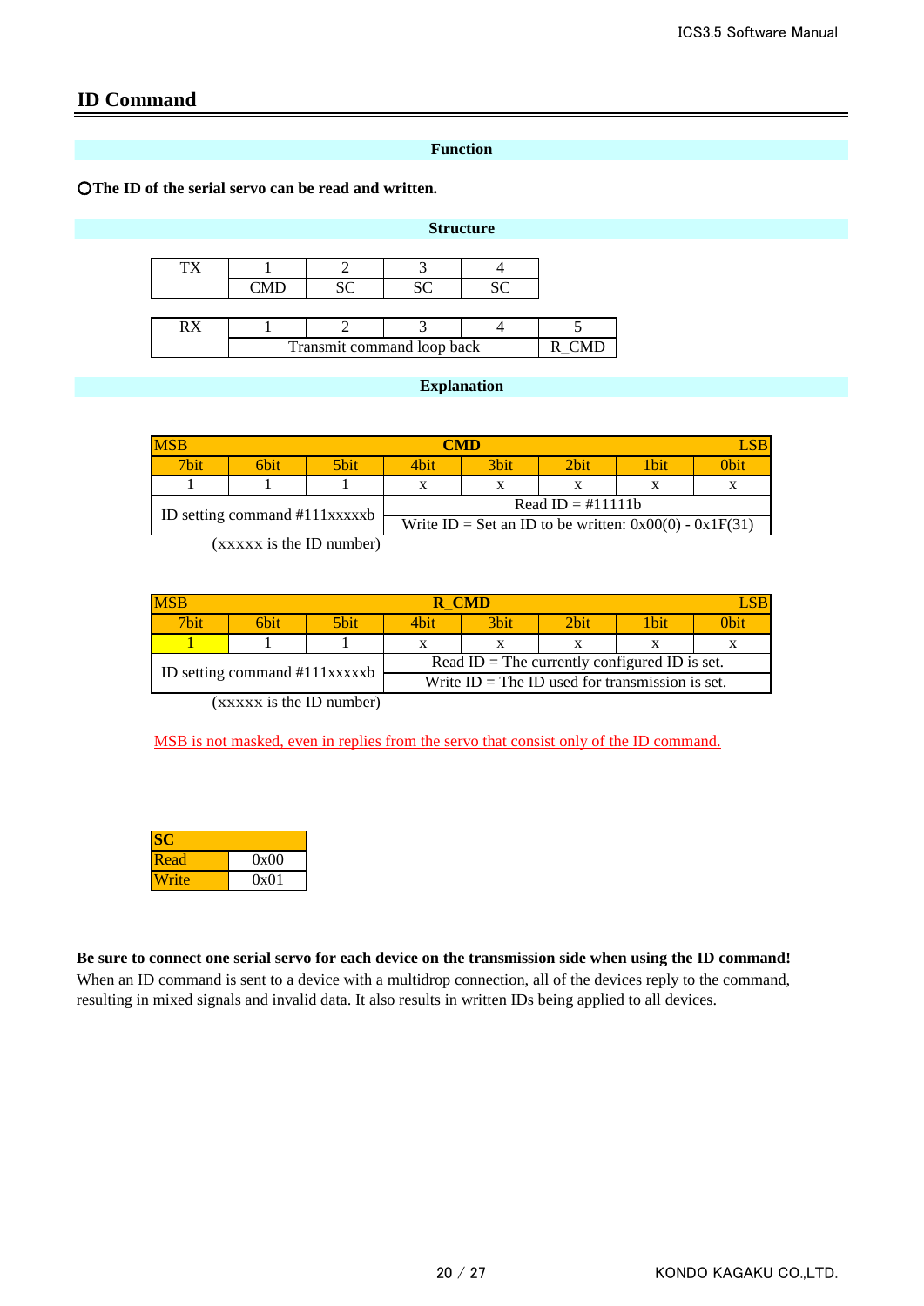## ID Command

**Function**

**○The ID of the serial servo can be read and written.**

**Structure**

| TX | 1 | 2 | 3 | 4 |
|---|---|---|---|---|
| | CMD | SC | SC | SC |

| RX | 1 | 2 | 3 | 4 | 5 |
|---|---|---|---|---|---|
| | Transmit command loop back | | | | R_CMD |

**Explanation**

| MSB | | | **CMD** | | | | LSB |
|---|---|---|---|---|---|---|---|
| 7bit | 6bit | 5bit | 4bit | 3bit | 2bit | 1bit | 0bit |
| 1 | 1 | 1 | x | x | x | x | x |
| ID setting command #111xxxxxb | | | Read ID = #11111b | | | | |
| | | | Write ID = Set an ID to be written: 0x00(0) - 0x1F(31) | | | | |

(xxxxx is the ID number)

| MSB | | | **R_CMD** | | | | LSB |
|---|---|---|---|---|---|---|---|
| 7bit | 6bit | 5bit | 4bit | 3bit | 2bit | 1bit | 0bit |
| 1 | 1 | 1 | x | x | x | x | x |
| ID setting command #111xxxxxb | | | Read ID = The currently configured ID is set. | | | | |
| | | | Write ID = The ID used for transmission is set. | | | | |

(xxxxx is the ID number)

MSB is not masked, even in replies from the servo that consist only of the ID command.

| SC | |
|---|---|
| Read | 0x00 |
| Write | 0x01 |

**Be sure to connect one serial servo for each device on the transmission side when using the ID command!**

When an ID command is sent to a device with a multidrop connection, all of the devices reply to the command, resulting in mixed signals and invalid data. It also results in written IDs being applied to all devices.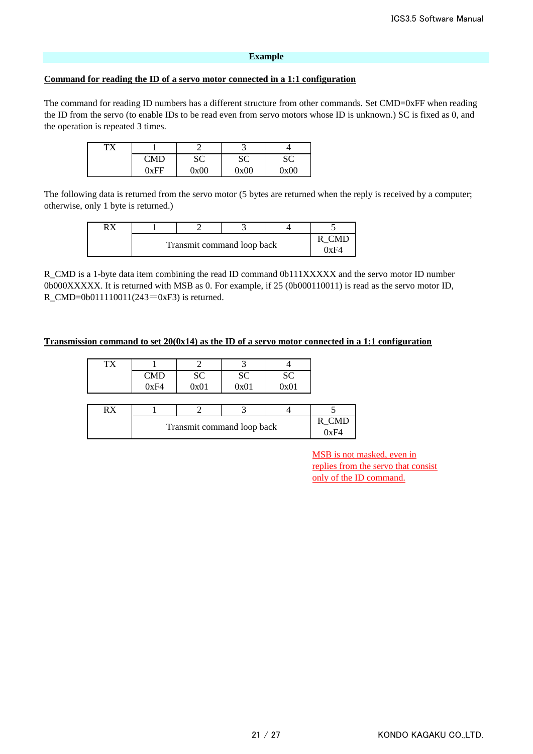## Example

**Command for reading the ID of a servo motor connected in a 1:1 configuration**

The command for reading ID numbers has a different structure from other commands. Set CMD=0xFF when reading the ID from the servo (to enable IDs to be read even from servo motors whose ID is unknown.) SC is fixed as 0, and the operation is repeated 3 times.

| TX | 1 | 2 | 3 | 4 |
|---|---|---|---|---|
| | CMD<br>0xFF | SC<br>0x00 | SC<br>0x00 | SC<br>0x00 |

The following data is returned from the servo motor (5 bytes are returned when the reply is received by a computer; otherwise, only 1 byte is returned.)

| RX | 1 | 2 | 3 | 4 | 5 |
|---|---|---|---|---|---|
| | Transmit command loop back | | | | R_CMD<br>0xF4 |

R_CMD is a 1-byte data item combining the read ID command 0b111XXXXX and the servo motor ID number 0b000XXXXX. It is returned with MSB as 0. For example, if 25 (0b000110011) is read as the servo motor ID, R_CMD=0b011110011(243＝0xF3) is returned.

**Transmission command to set 20(0x14) as the ID of a servo motor connected in a 1:1 configuration**

| TX | 1 | 2 | 3 | 4 |
|---|---|---|---|---|
| | CMD<br>0xF4 | SC<br>0x01 | SC<br>0x01 | SC<br>0x01 |

| RX | 1 | 2 | 3 | 4 | 5 |
|---|---|---|---|---|---|
| | Transmit command loop back | | | | R_CMD<br>0xF4 |

MSB is not masked, even in replies from the servo that consist only of the ID command.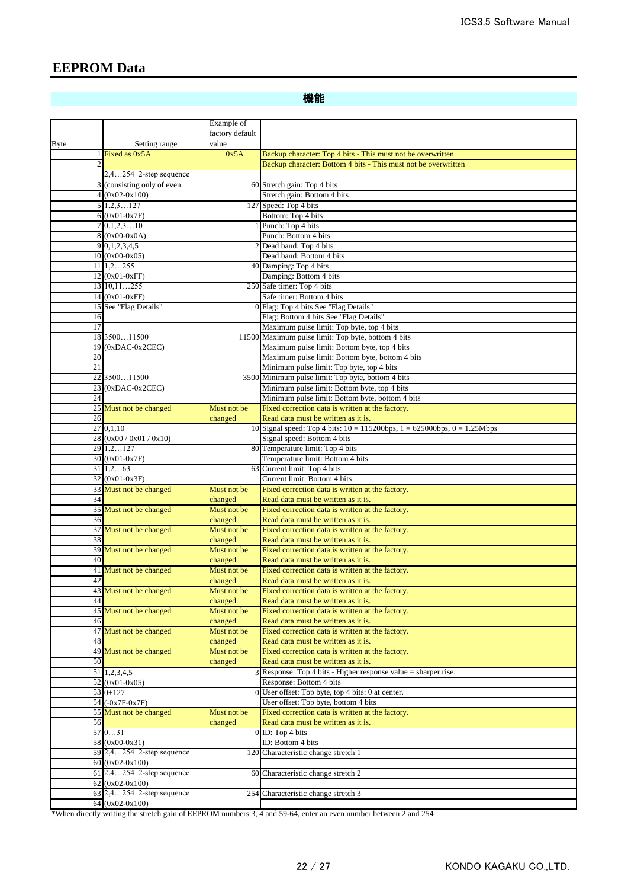# EEPROM Data

機能

| Byte | Setting range | Example of factory default value | |
|---|---|---|---|
| 1 | Fixed as 0x5A | 0x5A | Backup character: Top 4 bits - This must not be overwritten |
| 2 | | | Backup character: Bottom 4 bits - This must not be overwritten |
| 3 | 2,4…254 2-step sequence (consisting only of even | 60 | Stretch gain: Top 4 bits |
| 4 | (0x02-0x100) | | Stretch gain: Bottom 4 bits |
| 5 | 1,2,3…127 | 127 | Speed: Top 4 bits |
| 6 | (0x01-0x7F) | | Bottom: Top 4 bits |
| 7 | 0,1,2,3…10 | 1 | Punch: Top 4 bits |
| 8 | (0x00-0x0A) | | Punch: Bottom 4 bits |
| 9 | 0,1,2,3,4,5 | 2 | Dead band: Top 4 bits |
| 10 | (0x00-0x05) | | Dead band: Bottom 4 bits |
| 11 | 1,2…255 | 40 | Damping: Top 4 bits |
| 12 | (0x01-0xFF) | | Damping: Bottom 4 bits |
| 13 | 10,11…255 | 250 | Safe timer: Top 4 bits |
| 14 | (0x01-0xFF) | | Safe timer: Bottom 4 bits |
| 15 | See "Flag Details" | 0 | Flag: Top 4 bits See "Flag Details" |
| 16 | | | Flag: Bottom 4 bits See "Flag Details" |
| 17 | | | Maximum pulse limit: Top byte, top 4 bits |
| 18 | 3500…11500 | 11500 | Maximum pulse limit: Top byte, bottom 4 bits |
| 19 | (0xDAC-0x2CEC) | | Maximum pulse limit: Bottom byte, top 4 bits |
| 20 | | | Maximum pulse limit: Bottom byte, bottom 4 bits |
| 21 | | | Minimum pulse limit: Top byte, top 4 bits |
| 22 | 3500…11500 | 3500 | Minimum pulse limit: Top byte, bottom 4 bits |
| 23 | (0xDAC-0x2CEC) | | Minimum pulse limit: Bottom byte, top 4 bits |
| 24 | | | Minimum pulse limit: Bottom byte, bottom 4 bits |
| 25 | Must not be changed | Must not be | Fixed correction data is written at the factory. |
| 26 | | changed | Read data must be written as it is. |
| 27 | 0,1,10 | 10 | Signal speed: Top 4 bits: 10 = 115200bps, 1 = 625000bps, 0 = 1.25Mbps |
| 28 | (0x00 / 0x01 / 0x10) | | Signal speed: Bottom 4 bits |
| 29 | 1,2…127 | 80 | Temperature limit: Top 4 bits |
| 30 | (0x01-0x7F) | | Temperature limit: Bottom 4 bits |
| 31 | 1,2…63 | 63 | Current limit: Top 4 bits |
| 32 | (0x01-0x3F) | | Current limit: Bottom 4 bits |
| 33 | Must not be changed | Must not be | Fixed correction data is written at the factory. |
| 34 | | changed | Read data must be written as it is. |
| 35 | Must not be changed | Must not be | Fixed correction data is written at the factory. |
| 36 | | changed | Read data must be written as it is. |
| 37 | Must not be changed | Must not be | Fixed correction data is written at the factory. |
| 38 | | changed | Read data must be written as it is. |
| 39 | Must not be changed | Must not be | Fixed correction data is written at the factory. |
| 40 | | changed | Read data must be written as it is. |
| 41 | Must not be changed | Must not be | Fixed correction data is written at the factory. |
| 42 | | changed | Read data must be written as it is. |
| 43 | Must not be changed | Must not be | Fixed correction data is written at the factory. |
| 44 | | changed | Read data must be written as it is. |
| 45 | Must not be changed | Must not be | Fixed correction data is written at the factory. |
| 46 | | changed | Read data must be written as it is. |
| 47 | Must not be changed | Must not be | Fixed correction data is written at the factory. |
| 48 | | changed | Read data must be written as it is. |
| 49 | Must not be changed | Must not be | Fixed correction data is written at the factory. |
| 50 | | changed | Read data must be written as it is. |
| 51 | 1,2,3,4,5 | 3 | Response: Top 4 bits - Higher response value = sharper rise. |
| 52 | (0x01-0x05) | | Response: Bottom 4 bits |
| 53 | 0±127 | 0 | User offset: Top byte, top 4 bits: 0 at center. |
| 54 | (-0x7F-0x7F) | | User offset: Top byte, bottom 4 bits |
| 55 | Must not be changed | Must not be | Fixed correction data is written at the factory. |
| 56 | | changed | Read data must be written as it is. |
| 57 | 0…31 | 0 | ID: Top 4 bits |
| 58 | (0x00-0x31) | | ID: Bottom 4 bits |
| 59 | 2,4…254 2-step sequence | 120 | Characteristic change stretch 1 |
| 60 | (0x02-0x100) | | |
| 61 | 2,4…254 2-step sequence | 60 | Characteristic change stretch 2 |
| 62 | (0x02-0x100) | | |
| 63 | 2,4…254 2-step sequence | 254 | Characteristic change stretch 3 |
| 64 | (0x02-0x100) | | |

*When directly writing the stretch gain of EEPROM numbers 3, 4 and 59-64, enter an even number between 2 and 254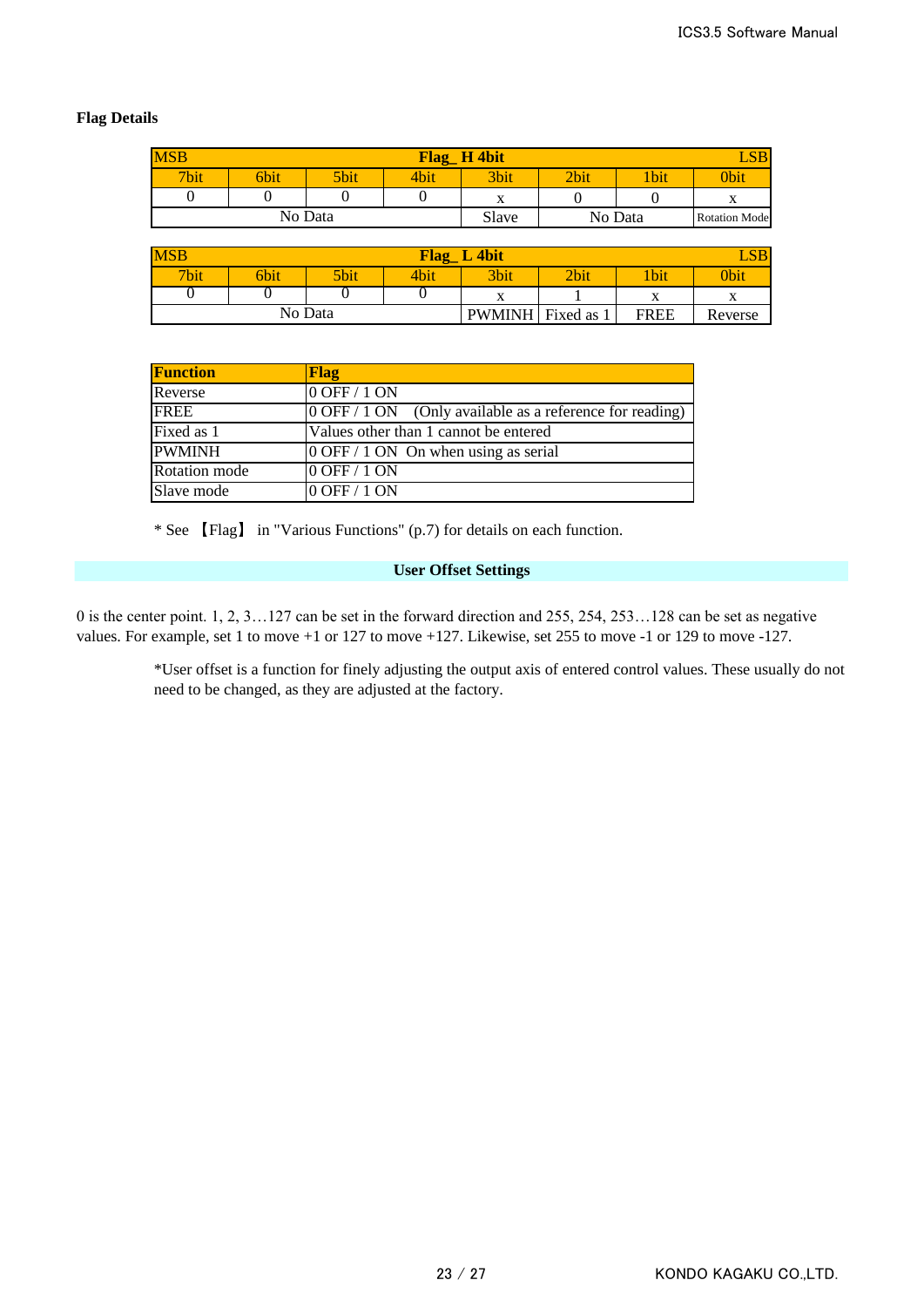**Flag Details**

| MSB | | | Flag_ H 4bit | | | | LSB |
|---|---|---|---|---|---|---|---|
| 7bit | 6bit | 5bit | 4bit | 3bit | 2bit | 1bit | 0bit |
| 0 | 0 | 0 | 0 | x | 0 | 0 | x |
| No Data | | | | Slave | No Data | | Rotation Mode |

| MSB | | | Flag_ L 4bit | | | | LSB |
|---|---|---|---|---|---|---|---|
| 7bit | 6bit | 5bit | 4bit | 3bit | 2bit | 1bit | 0bit |
| 0 | 0 | 0 | 0 | x | 1 | x | x |
| No Data | | | | PWMINH | Fixed as 1 | FREE | Reverse |

| Function | Flag |
|---|---|
| Reverse | 0 OFF / 1 ON |
| FREE | 0 OFF / 1 ON (Only available as a reference for reading) |
| Fixed as 1 | Values other than 1 cannot be entered |
| PWMINH | 0 OFF / 1 ON On when using as serial |
| Rotation mode | 0 OFF / 1 ON |
| Slave mode | 0 OFF / 1 ON |

* See 【Flag】 in "Various Functions" (p.7) for details on each function.

## User Offset Settings

0 is the center point. 1, 2, 3…127 can be set in the forward direction and 255, 254, 253…128 can be set as negative values. For example, set 1 to move +1 or 127 to move +127. Likewise, set 255 to move -1 or 129 to move -127.

*User offset is a function for finely adjusting the output axis of entered control values. These usually do not need to be changed, as they are adjusted at the factory.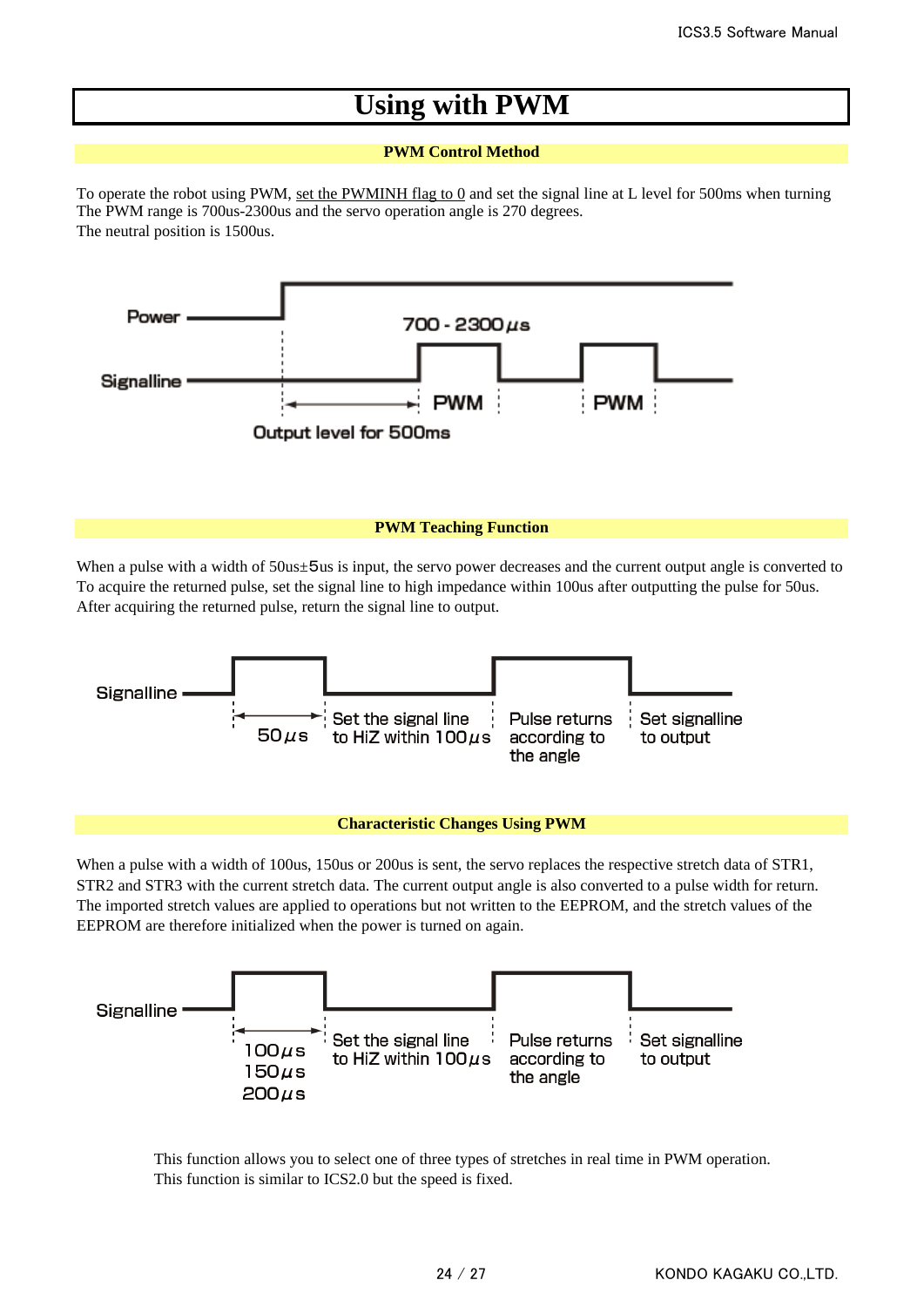# Using with PWM

## PWM Control Method

To operate the robot using PWM, set the PWMINH flag to 0 and set the signal line at L level for 500ms when turning
The PWM range is 700us-2300us and the servo operation angle is 270 degrees.
The neutral position is 1500us.

Power

700 - 2300μs

Signalline

PWM PWM

Output level for 500ms

## PWM Teaching Function

When a pulse with a width of 50us±5us is input, the servo power decreases and the current output angle is converted to
To acquire the returned pulse, set the signal line to high impedance within 100us after outputting the pulse for 50us.
After acquiring the returned pulse, return the signal line to output.

Signalline

50μs | Set the signal line to HiZ within 100μs | Pulse returns according to the angle | Set signalline to output

## Characteristic Changes Using PWM

When a pulse with a width of 100us, 150us or 200us is sent, the servo replaces the respective stretch data of STR1, STR2 and STR3 with the current stretch data. The current output angle is also converted to a pulse width for return.
The imported stretch values are applied to operations but not written to the EEPROM, and the stretch values of the EEPROM are therefore initialized when the power is turned on again.

Signalline

100μs 150μs 200μs | Set the signal line to HiZ within 100μs | Pulse returns according to the angle | Set signalline to output

This function allows you to select one of three types of stretches in real time in PWM operation.
This function is similar to ICS2.0 but the speed is fixed.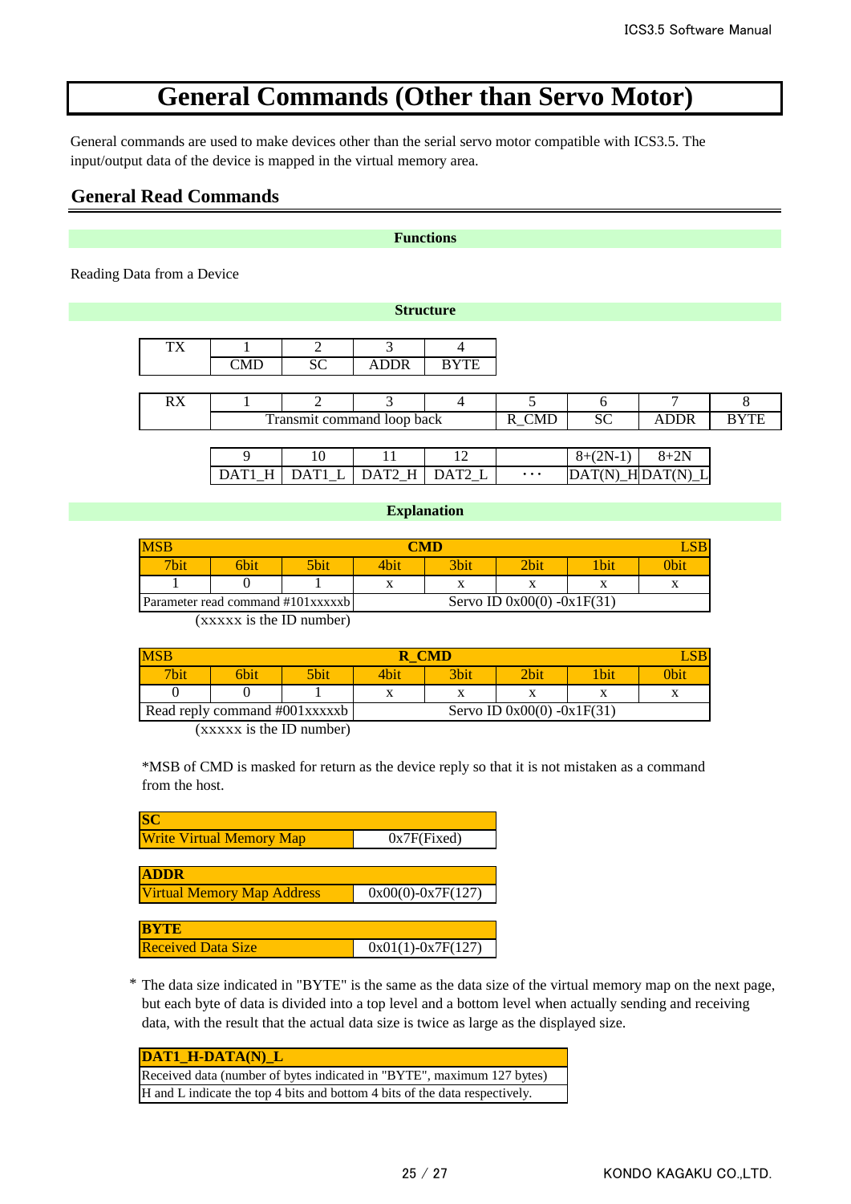# General Commands (Other than Servo Motor)

General commands are used to make devices other than the serial servo motor compatible with ICS3.5. The input/output data of the device is mapped in the virtual memory area.

## General Read Commands

### Functions

Reading Data from a Device

### Structure

| TX | 1 | 2 | 3 | 4 |
|---|---|---|---|---|
| | CMD | SC | ADDR | BYTE |

| RX | 1 | 2 | 3 | 4 | 5 | 6 | 7 | 8 |
|---|---|---|---|---|---|---|---|---|
| | Transmit command loop back | | | | R_CMD | SC | ADDR | BYTE |

| 9 | 10 | 11 | 12 | | 8+(2N-1) | 8+2N |
|---|---|---|---|---|---|---|
| DAT1_H | DAT1_L | DAT2_H | DAT2_L | ･･･ | DAT(N)_H | DAT(N)_L |

### Explanation

| MSB | | | CMD | | | | LSB |
|---|---|---|---|---|---|---|---|
| 7bit | 6bit | 5bit | 4bit | 3bit | 2bit | 1bit | 0bit |
| 1 | 0 | 1 | x | x | x | x | x |
| Parameter read command #101xxxxxb | | | Servo ID 0x00(0) -0x1F(31) | | | | |

(xxxxx is the ID number)

| MSB | | | R_CMD | | | | LSB |
|---|---|---|---|---|---|---|---|
| 7bit | 6bit | 5bit | 4bit | 3bit | 2bit | 1bit | 0bit |
| 0 | 0 | 1 | x | x | x | x | x |
| Read reply command #001xxxxxb | | | Servo ID 0x00(0) -0x1F(31) | | | | |

(xxxxx is the ID number)

*MSB of CMD is masked for return as the device reply so that it is not mistaken as a command from the host.

| SC | |
|---|---|
| Write Virtual Memory Map | 0x7F(Fixed) |

| ADDR | |
|---|---|
| Virtual Memory Map Address | 0x00(0)-0x7F(127) |

| BYTE | |
|---|---|
| Received Data Size | 0x01(1)-0x7F(127) |

* The data size indicated in "BYTE" is the same as the data size of the virtual memory map on the next page, but each byte of data is divided into a top level and a bottom level when actually sending and receiving data, with the result that the actual data size is twice as large as the displayed size.

| DAT1_H-DATA(N)_L |
|---|
| Received data (number of bytes indicated in "BYTE", maximum 127 bytes) |
| H and L indicate the top 4 bits and bottom 4 bits of the data respectively. |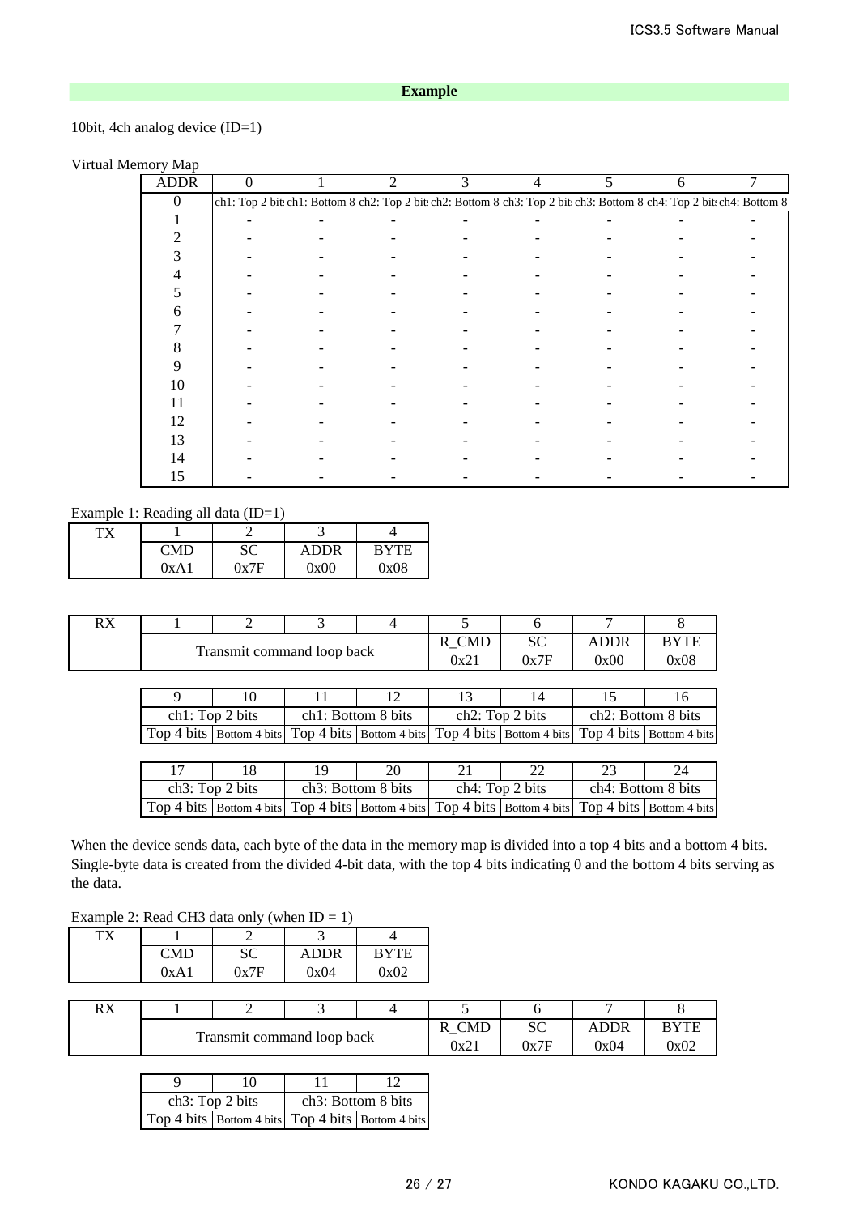## Example

10bit, 4ch analog device (ID=1)

Virtual Memory Map

| ADDR | 0 | 1 | 2 | 3 | 4 | 5 | 6 | 7 |
|---|---|---|---|---|---|---|---|---|
| 0 | ch1: Top 2 bits | ch1: Bottom 8 | ch2: Top 2 bits | ch2: Bottom 8 | ch3: Top 2 bits | ch3: Bottom 8 | ch4: Top 2 bits | ch4: Bottom 8 |
| 1 | - | - | - | - | - | - | - | - |
| 2 | - | - | - | - | - | - | - | - |
| 3 | - | - | - | - | - | - | - | - |
| 4 | - | - | - | - | - | - | - | - |
| 5 | - | - | - | - | - | - | - | - |
| 6 | - | - | - | - | - | - | - | - |
| 7 | - | - | - | - | - | - | - | - |
| 8 | - | - | - | - | - | - | - | - |
| 9 | - | - | - | - | - | - | - | - |
| 10 | - | - | - | - | - | - | - | - |
| 11 | - | - | - | - | - | - | - | - |
| 12 | - | - | - | - | - | - | - | - |
| 13 | - | - | - | - | - | - | - | - |
| 14 | - | - | - | - | - | - | - | - |
| 15 | - | - | - | - | - | - | - | - |

Example 1: Reading all data (ID=1)

| TX | 1 | 2 | 3 | 4 |
|---|---|---|---|---|
| | CMD | SC | ADDR | BYTE |
| | 0xA1 | 0x7F | 0x00 | 0x08 |

| RX | 1 | 2 | 3 | 4 | 5 | 6 | 7 | 8 |
|---|---|---|---|---|---|---|---|---|
| | Transmit command loop back | | | | R_CMD | SC | ADDR | BYTE |
| | | | | | 0x21 | 0x7F | 0x00 | 0x08 |

| 9 | 10 | 11 | 12 | 13 | 14 | 15 | 16 |
|---|---|---|---|---|---|---|---|
| ch1: Top 2 bits | | ch1: Bottom 8 bits | | ch2: Top 2 bits | | ch2: Bottom 8 bits | |
| Top 4 bits | Bottom 4 bits | Top 4 bits | Bottom 4 bits | Top 4 bits | Bottom 4 bits | Top 4 bits | Bottom 4 bits |

| 17 | 18 | 19 | 20 | 21 | 22 | 23 | 24 |
|---|---|---|---|---|---|---|---|
| ch3: Top 2 bits | | ch3: Bottom 8 bits | | ch4: Top 2 bits | | ch4: Bottom 8 bits | |
| Top 4 bits | Bottom 4 bits | Top 4 bits | Bottom 4 bits | Top 4 bits | Bottom 4 bits | Top 4 bits | Bottom 4 bits |

When the device sends data, each byte of the data in the memory map is divided into a top 4 bits and a bottom 4 bits. Single-byte data is created from the divided 4-bit data, with the top 4 bits indicating 0 and the bottom 4 bits serving as the data.

Example 2: Read CH3 data only (when ID = 1)

| TX | 1 | 2 | 3 | 4 |
|---|---|---|---|---|
| | CMD | SC | ADDR | BYTE |
| | 0xA1 | 0x7F | 0x04 | 0x02 |

| RX | 1 | 2 | 3 | 4 | 5 | 6 | 7 | 8 |
|---|---|---|---|---|---|---|---|---|
| | Transmit command loop back | | | | R_CMD | SC | ADDR | BYTE |
| | | | | | 0x21 | 0x7F | 0x04 | 0x02 |

| 9 | 10 | 11 | 12 |
|---|---|---|---|
| ch3: Top 2 bits | | ch3: Bottom 8 bits | |
| Top 4 bits | Bottom 4 bits | Top 4 bits | Bottom 4 bits |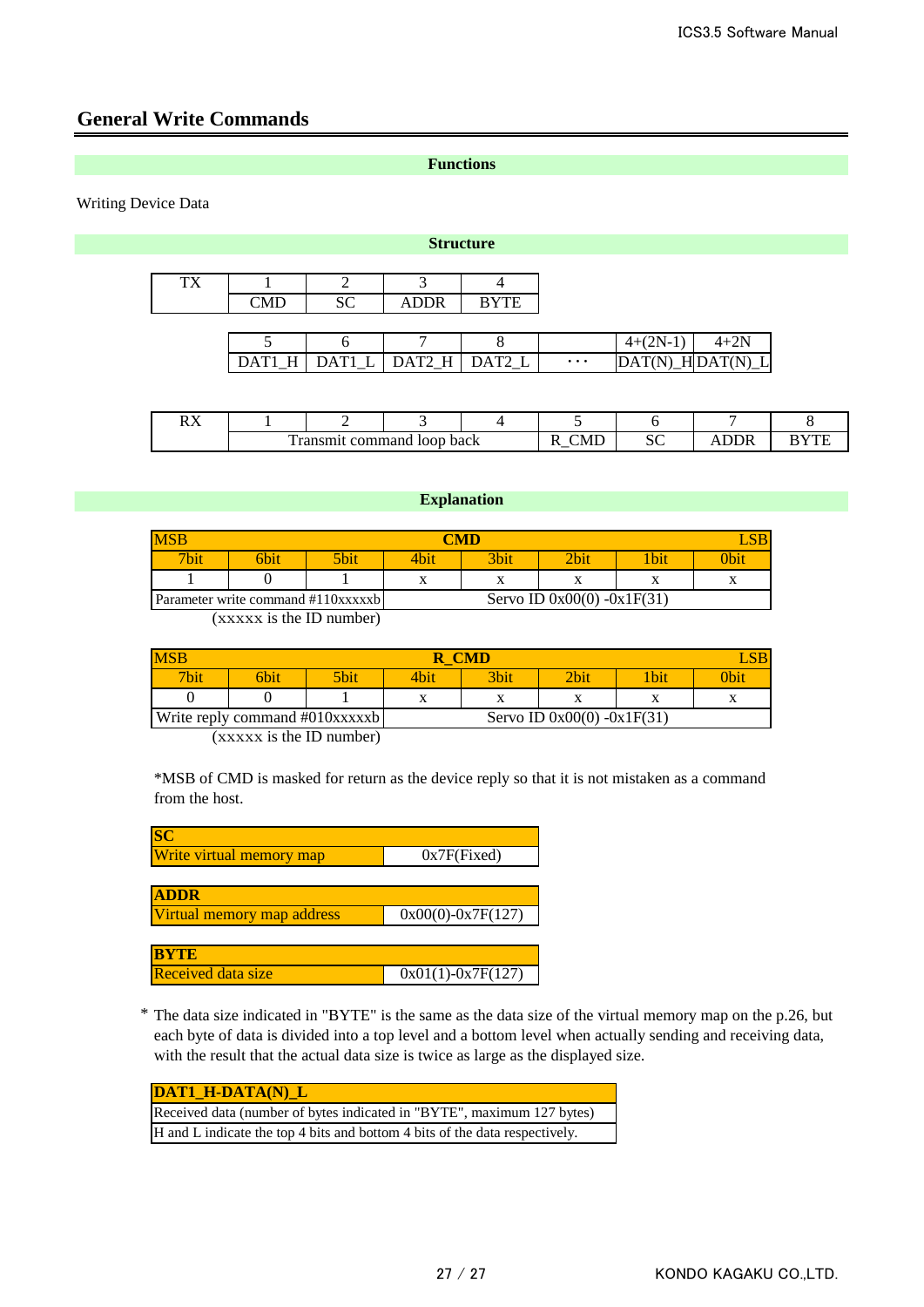## General Write Commands

**Functions**

Writing Device Data

**Structure**

| TX | 1 | 2 | 3 | 4 |
|---|---|---|---|---|
| | CMD | SC | ADDR | BYTE |

| 5 | 6 | 7 | 8 | | 4+(2N-1) | 4+2N |
|---|---|---|---|---|---|---|
| DAT1_H | DAT1_L | DAT2_H | DAT2_L | ・・・ | DAT(N)_H | DAT(N)_L |

| RX | 1 | 2 | 3 | 4 | 5 | 6 | 7 | 8 |
|---|---|---|---|---|---|---|---|---|
| | Transmit command loop back | | | | R_CMD | SC | ADDR | BYTE |

**Explanation**

| MSB | | | CMD | | | | LSB |
|---|---|---|---|---|---|---|---|
| 7bit | 6bit | 5bit | 4bit | 3bit | 2bit | 1bit | 0bit |
| 1 | 0 | 1 | x | x | x | x | x |
| Parameter write command #110xxxxxb | | | Servo ID 0x00(0) -0x1F(31) | | | | |

(xxxxx is the ID number)

| MSB | | | R_CMD | | | | LSB |
|---|---|---|---|---|---|---|---|
| 7bit | 6bit | 5bit | 4bit | 3bit | 2bit | 1bit | 0bit |
| 0 | 0 | 1 | x | x | x | x | x |
| Write reply command #010xxxxxb | | | Servo ID 0x00(0) -0x1F(31) | | | | |

(xxxxx is the ID number)

*MSB of CMD is masked for return as the device reply so that it is not mistaken as a command from the host.

| SC | |
|---|---|
| Write virtual memory map | 0x7F(Fixed) |

| ADDR | |
|---|---|
| Virtual memory map address | 0x00(0)-0x7F(127) |

| BYTE | |
|---|---|
| Received data size | 0x01(1)-0x7F(127) |

* The data size indicated in "BYTE" is the same as the data size of the virtual memory map on the p.26, but each byte of data is divided into a top level and a bottom level when actually sending and receiving data, with the result that the actual data size is twice as large as the displayed size.

| DAT1_H-DATA(N)_L |
|---|
| Received data (number of bytes indicated in "BYTE", maximum 127 bytes) |
| H and L indicate the top 4 bits and bottom 4 bits of the data respectively. |